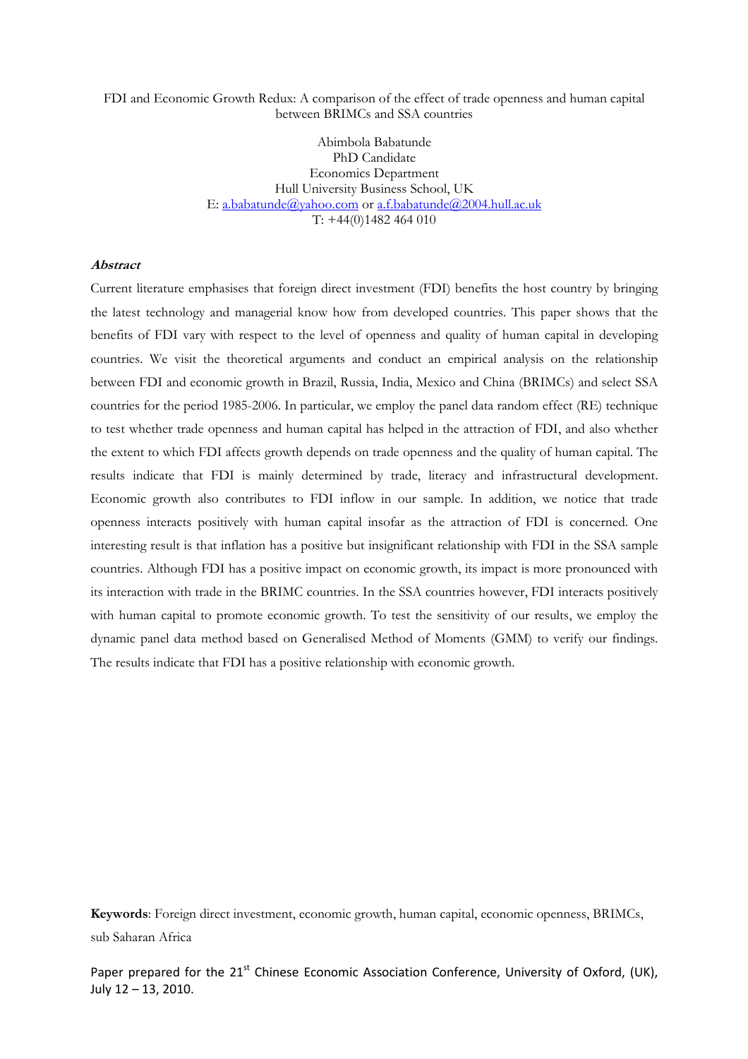# FDI and Economic Growth Redux: A comparison of the effect of trade openness and human capital between BRIMCs and SSA countries

Abimbola Babatunde
PhD Candidate
Economics Department
Hull University Business School, UK
E: a.babatunde@yahoo.com or a.f.babatunde@2004.hull.ac.uk
T: +44(0)1482 464 010

***Abstract***

Current literature emphasises that foreign direct investment (FDI) benefits the host country by bringing the latest technology and managerial know how from developed countries. This paper shows that the benefits of FDI vary with respect to the level of openness and quality of human capital in developing countries. We visit the theoretical arguments and conduct an empirical analysis on the relationship between FDI and economic growth in Brazil, Russia, India, Mexico and China (BRIMCs) and select SSA countries for the period 1985-2006. In particular, we employ the panel data random effect (RE) technique to test whether trade openness and human capital has helped in the attraction of FDI, and also whether the extent to which FDI affects growth depends on trade openness and the quality of human capital. The results indicate that FDI is mainly determined by trade, literacy and infrastructural development. Economic growth also contributes to FDI inflow in our sample. In addition, we notice that trade openness interacts positively with human capital insofar as the attraction of FDI is concerned. One interesting result is that inflation has a positive but insignificant relationship with FDI in the SSA sample countries. Although FDI has a positive impact on economic growth, its impact is more pronounced with its interaction with trade in the BRIMC countries. In the SSA countries however, FDI interacts positively with human capital to promote economic growth. To test the sensitivity of our results, we employ the dynamic panel data method based on Generalised Method of Moments (GMM) to verify our findings. The results indicate that FDI has a positive relationship with economic growth.

**Keywords**: Foreign direct investment, economic growth, human capital, economic openness, BRIMCs, sub Saharan Africa

Paper prepared for the 21st Chinese Economic Association Conference, University of Oxford, (UK), July 12 – 13, 2010.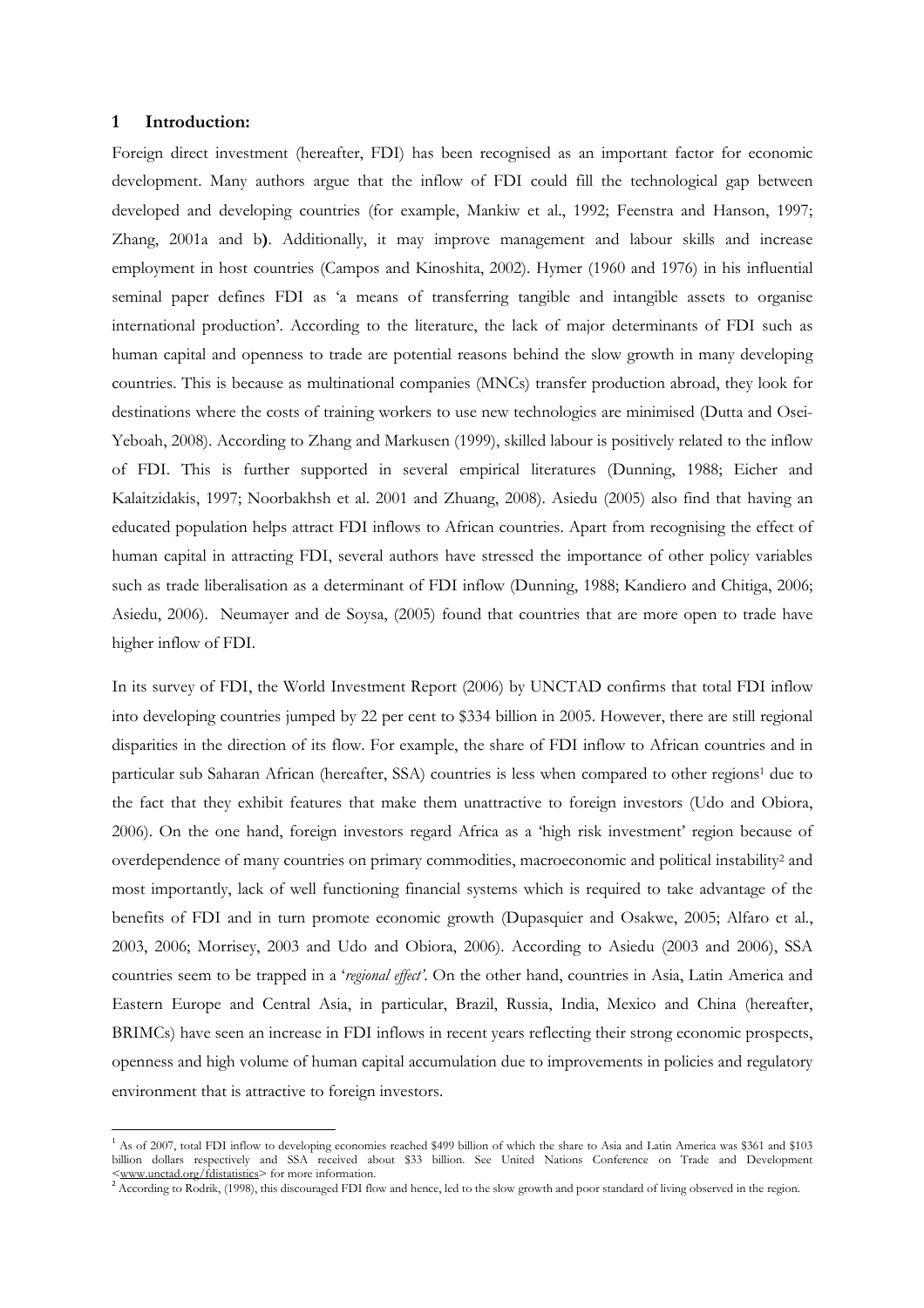## 1 Introduction:

Foreign direct investment (hereafter, FDI) has been recognised as an important factor for economic development. Many authors argue that the inflow of FDI could fill the technological gap between developed and developing countries (for example, Mankiw et al., 1992; Feenstra and Hanson, 1997; Zhang, 2001a and b**)**. Additionally, it may improve management and labour skills and increase employment in host countries (Campos and Kinoshita, 2002). Hymer (1960 and 1976) in his influential seminal paper defines FDI as 'a means of transferring tangible and intangible assets to organise international production'. According to the literature, the lack of major determinants of FDI such as human capital and openness to trade are potential reasons behind the slow growth in many developing countries. This is because as multinational companies (MNCs) transfer production abroad, they look for destinations where the costs of training workers to use new technologies are minimised (Dutta and Osei-Yeboah, 2008). According to Zhang and Markusen (1999), skilled labour is positively related to the inflow of FDI. This is further supported in several empirical literatures (Dunning, 1988; Eicher and Kalaitzidakis, 1997; Noorbakhsh et al. 2001 and Zhuang, 2008). Asiedu (2005) also find that having an educated population helps attract FDI inflows to African countries. Apart from recognising the effect of human capital in attracting FDI, several authors have stressed the importance of other policy variables such as trade liberalisation as a determinant of FDI inflow (Dunning, 1988; Kandiero and Chitiga, 2006; Asiedu, 2006). Neumayer and de Soysa, (2005) found that countries that are more open to trade have higher inflow of FDI.

In its survey of FDI, the World Investment Report (2006) by UNCTAD confirms that total FDI inflow into developing countries jumped by 22 per cent to \$334 billion in 2005. However, there are still regional disparities in the direction of its flow. For example, the share of FDI inflow to African countries and in particular sub Saharan African (hereafter, SSA) countries is less when compared to other regions[1] due to the fact that they exhibit features that make them unattractive to foreign investors (Udo and Obiora, 2006). On the one hand, foreign investors regard Africa as a 'high risk investment' region because of overdependence of many countries on primary commodities, macroeconomic and political instability[2] and most importantly, lack of well functioning financial systems which is required to take advantage of the benefits of FDI and in turn promote economic growth (Dupasquier and Osakwe, 2005; Alfaro et al., 2003, 2006; Morrisey, 2003 and Udo and Obiora, 2006). According to Asiedu (2003 and 2006), SSA countries seem to be trapped in a '*regional effect'*. On the other hand, countries in Asia, Latin America and Eastern Europe and Central Asia, in particular, Brazil, Russia, India, Mexico and China (hereafter, BRIMCs) have seen an increase in FDI inflows in recent years reflecting their strong economic prospects, openness and high volume of human capital accumulation due to improvements in policies and regulatory environment that is attractive to foreign investors.

---

[1] As of 2007, total FDI inflow to developing economies reached \$499 billion of which the share to Asia and Latin America was \$361 and \$103 billion dollars respectively and SSA received about \$33 billion. See United Nations Conference on Trade and Development <www.unctad.org/fdistatistics> for more information.

[2] According to Rodrik, (1998), this discouraged FDI flow and hence, led to the slow growth and poor standard of living observed in the region.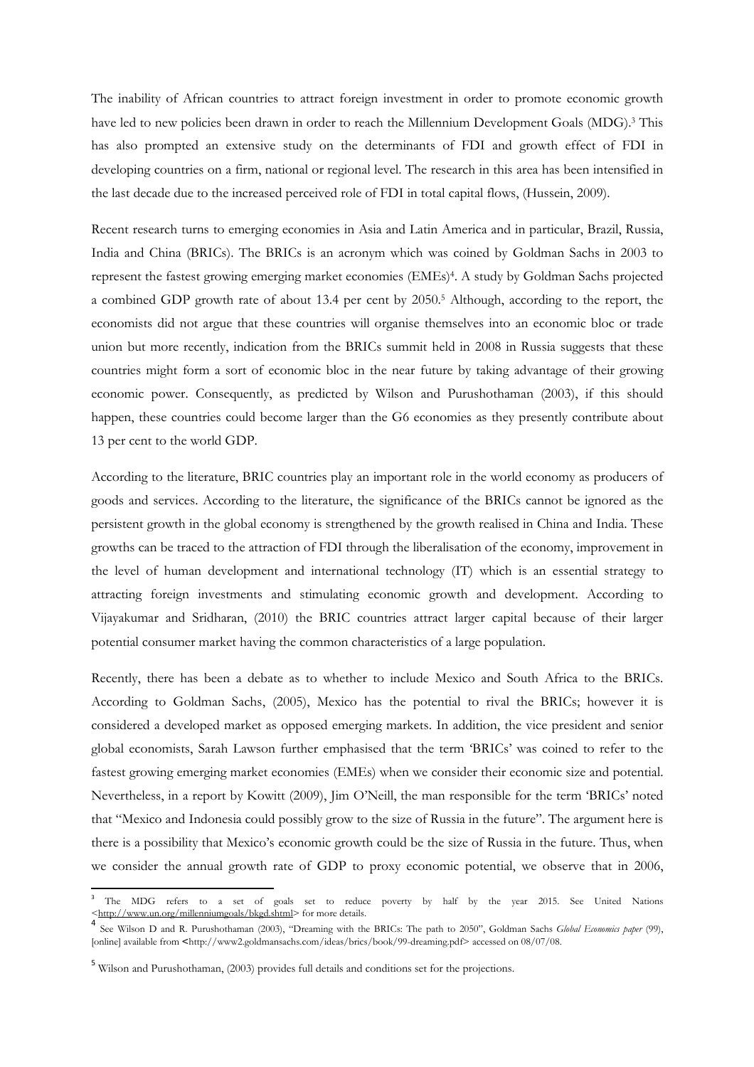The inability of African countries to attract foreign investment in order to promote economic growth have led to new policies been drawn in order to reach the Millennium Development Goals (MDG).[3] This has also prompted an extensive study on the determinants of FDI and growth effect of FDI in developing countries on a firm, national or regional level. The research in this area has been intensified in the last decade due to the increased perceived role of FDI in total capital flows, (Hussein, 2009).

Recent research turns to emerging economies in Asia and Latin America and in particular, Brazil, Russia, India and China (BRICs). The BRICs is an acronym which was coined by Goldman Sachs in 2003 to represent the fastest growing emerging market economies (EMEs)[4]. A study by Goldman Sachs projected a combined GDP growth rate of about 13.4 per cent by 2050.[5] Although, according to the report, the economists did not argue that these countries will organise themselves into an economic bloc or trade union but more recently, indication from the BRICs summit held in 2008 in Russia suggests that these countries might form a sort of economic bloc in the near future by taking advantage of their growing economic power. Consequently, as predicted by Wilson and Purushothaman (2003), if this should happen, these countries could become larger than the G6 economies as they presently contribute about 13 per cent to the world GDP.

According to the literature, BRIC countries play an important role in the world economy as producers of goods and services. According to the literature, the significance of the BRICs cannot be ignored as the persistent growth in the global economy is strengthened by the growth realised in China and India. These growths can be traced to the attraction of FDI through the liberalisation of the economy, improvement in the level of human development and international technology (IT) which is an essential strategy to attracting foreign investments and stimulating economic growth and development. According to Vijayakumar and Sridharan, (2010) the BRIC countries attract larger capital because of their larger potential consumer market having the common characteristics of a large population.

Recently, there has been a debate as to whether to include Mexico and South Africa to the BRICs. According to Goldman Sachs, (2005), Mexico has the potential to rival the BRICs; however it is considered a developed market as opposed emerging markets. In addition, the vice president and senior global economists, Sarah Lawson further emphasised that the term 'BRICs' was coined to refer to the fastest growing emerging market economies (EMEs) when we consider their economic size and potential. Nevertheless, in a report by Kowitt (2009), Jim O'Neill, the man responsible for the term 'BRICs' noted that "Mexico and Indonesia could possibly grow to the size of Russia in the future". The argument here is there is a possibility that Mexico's economic growth could be the size of Russia in the future. Thus, when we consider the annual growth rate of GDP to proxy economic potential, we observe that in 2006,

---

[3] The MDG refers to a set of goals set to reduce poverty by half by the year 2015. See United Nations <http://www.un.org/millenniumgoals/bkgd.shtml> for more details.

[4] See Wilson D and R. Purushothaman (2003), "Dreaming with the BRICs: The path to 2050", Goldman Sachs *Global Economics paper* (99), [online] available from <http://www2.goldmansachs.com/ideas/brics/book/99-dreaming.pdf> accessed on 08/07/08.

[5] Wilson and Purushothaman, (2003) provides full details and conditions set for the projections.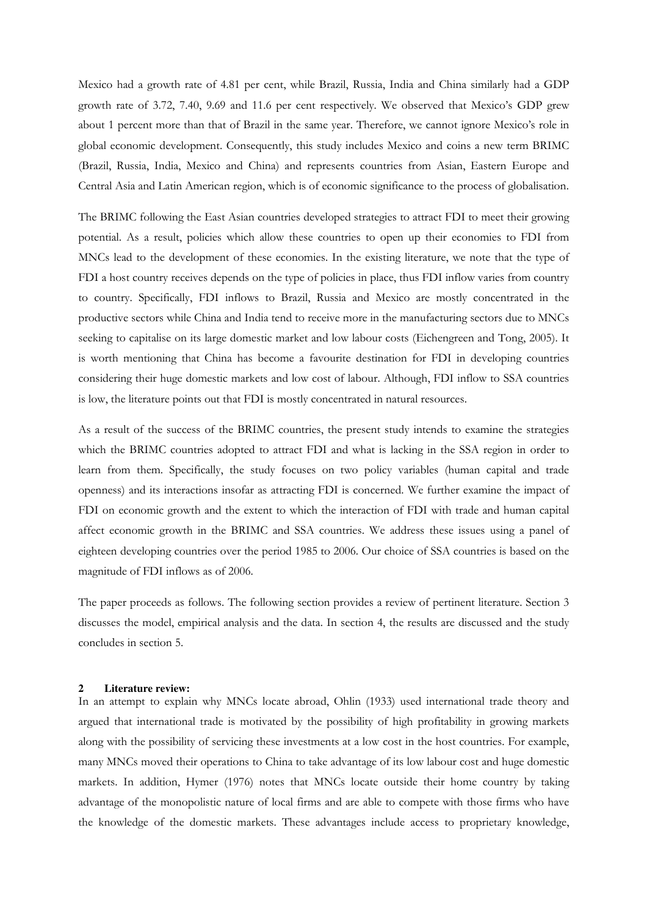Mexico had a growth rate of 4.81 per cent, while Brazil, Russia, India and China similarly had a GDP growth rate of 3.72, 7.40, 9.69 and 11.6 per cent respectively. We observed that Mexico's GDP grew about 1 percent more than that of Brazil in the same year. Therefore, we cannot ignore Mexico's role in global economic development. Consequently, this study includes Mexico and coins a new term BRIMC (Brazil, Russia, India, Mexico and China) and represents countries from Asian, Eastern Europe and Central Asia and Latin American region, which is of economic significance to the process of globalisation.

The BRIMC following the East Asian countries developed strategies to attract FDI to meet their growing potential. As a result, policies which allow these countries to open up their economies to FDI from MNCs lead to the development of these economies. In the existing literature, we note that the type of FDI a host country receives depends on the type of policies in place, thus FDI inflow varies from country to country. Specifically, FDI inflows to Brazil, Russia and Mexico are mostly concentrated in the productive sectors while China and India tend to receive more in the manufacturing sectors due to MNCs seeking to capitalise on its large domestic market and low labour costs (Eichengreen and Tong, 2005). It is worth mentioning that China has become a favourite destination for FDI in developing countries considering their huge domestic markets and low cost of labour. Although, FDI inflow to SSA countries is low, the literature points out that FDI is mostly concentrated in natural resources.

As a result of the success of the BRIMC countries, the present study intends to examine the strategies which the BRIMC countries adopted to attract FDI and what is lacking in the SSA region in order to learn from them. Specifically, the study focuses on two policy variables (human capital and trade openness) and its interactions insofar as attracting FDI is concerned. We further examine the impact of FDI on economic growth and the extent to which the interaction of FDI with trade and human capital affect economic growth in the BRIMC and SSA countries. We address these issues using a panel of eighteen developing countries over the period 1985 to 2006. Our choice of SSA countries is based on the magnitude of FDI inflows as of 2006.

The paper proceeds as follows. The following section provides a review of pertinent literature. Section 3 discusses the model, empirical analysis and the data. In section 4, the results are discussed and the study concludes in section 5.

## 2 Literature review:

In an attempt to explain why MNCs locate abroad, Ohlin (1933) used international trade theory and argued that international trade is motivated by the possibility of high profitability in growing markets along with the possibility of servicing these investments at a low cost in the host countries. For example, many MNCs moved their operations to China to take advantage of its low labour cost and huge domestic markets. In addition, Hymer (1976) notes that MNCs locate outside their home country by taking advantage of the monopolistic nature of local firms and are able to compete with those firms who have the knowledge of the domestic markets. These advantages include access to proprietary knowledge,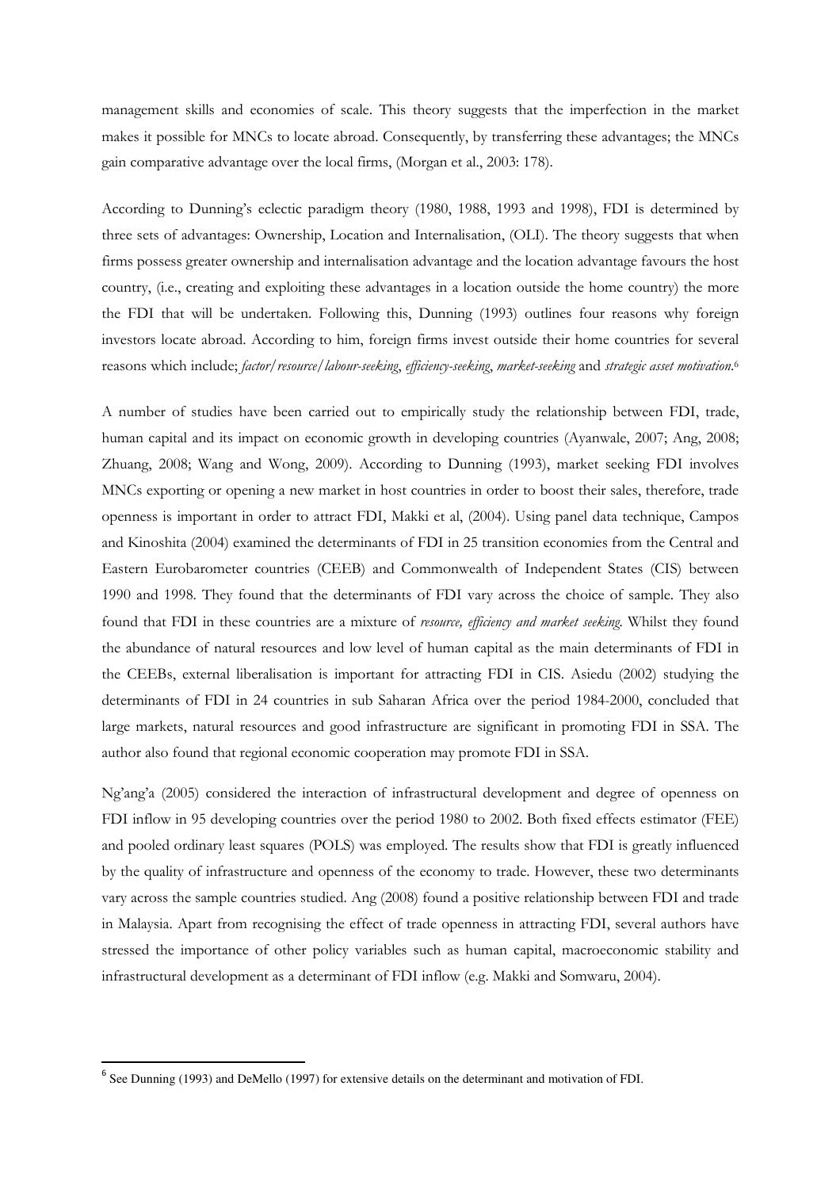management skills and economies of scale. This theory suggests that the imperfection in the market makes it possible for MNCs to locate abroad. Consequently, by transferring these advantages; the MNCs gain comparative advantage over the local firms, (Morgan et al., 2003: 178).

According to Dunning's eclectic paradigm theory (1980, 1988, 1993 and 1998), FDI is determined by three sets of advantages: Ownership, Location and Internalisation, (OLI). The theory suggests that when firms possess greater ownership and internalisation advantage and the location advantage favours the host country, (i.e., creating and exploiting these advantages in a location outside the home country) the more the FDI that will be undertaken. Following this, Dunning (1993) outlines four reasons why foreign investors locate abroad. According to him, foreign firms invest outside their home countries for several reasons which include; *factor/resource/labour-seeking*, *efficiency-seeking*, *market-seeking* and *strategic asset motivation*.[6]

A number of studies have been carried out to empirically study the relationship between FDI, trade, human capital and its impact on economic growth in developing countries (Ayanwale, 2007; Ang, 2008; Zhuang, 2008; Wang and Wong, 2009). According to Dunning (1993), market seeking FDI involves MNCs exporting or opening a new market in host countries in order to boost their sales, therefore, trade openness is important in order to attract FDI, Makki et al, (2004). Using panel data technique, Campos and Kinoshita (2004) examined the determinants of FDI in 25 transition economies from the Central and Eastern Eurobarometer countries (CEEB) and Commonwealth of Independent States (CIS) between 1990 and 1998. They found that the determinants of FDI vary across the choice of sample. They also found that FDI in these countries are a mixture of *resource, efficiency and market seeking*. Whilst they found the abundance of natural resources and low level of human capital as the main determinants of FDI in the CEEBs, external liberalisation is important for attracting FDI in CIS. Asiedu (2002) studying the determinants of FDI in 24 countries in sub Saharan Africa over the period 1984-2000, concluded that large markets, natural resources and good infrastructure are significant in promoting FDI in SSA. The author also found that regional economic cooperation may promote FDI in SSA.

Ng'ang'a (2005) considered the interaction of infrastructural development and degree of openness on FDI inflow in 95 developing countries over the period 1980 to 2002. Both fixed effects estimator (FEE) and pooled ordinary least squares (POLS) was employed. The results show that FDI is greatly influenced by the quality of infrastructure and openness of the economy to trade. However, these two determinants vary across the sample countries studied. Ang (2008) found a positive relationship between FDI and trade in Malaysia. Apart from recognising the effect of trade openness in attracting FDI, several authors have stressed the importance of other policy variables such as human capital, macroeconomic stability and infrastructural development as a determinant of FDI inflow (e.g. Makki and Somwaru, 2004).

---

[6] See Dunning (1993) and DeMello (1997) for extensive details on the determinant and motivation of FDI.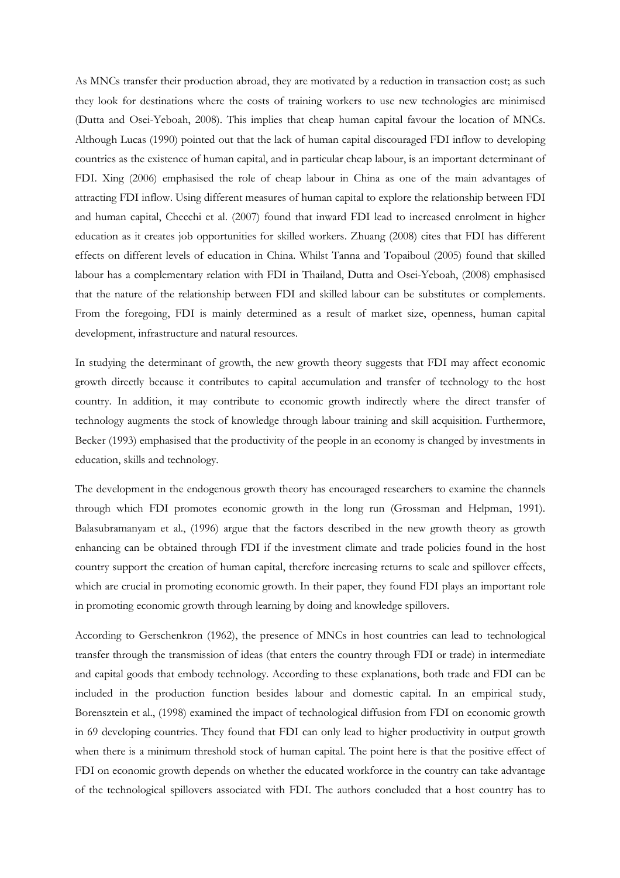As MNCs transfer their production abroad, they are motivated by a reduction in transaction cost; as such they look for destinations where the costs of training workers to use new technologies are minimised (Dutta and Osei-Yeboah, 2008). This implies that cheap human capital favour the location of MNCs. Although Lucas (1990) pointed out that the lack of human capital discouraged FDI inflow to developing countries as the existence of human capital, and in particular cheap labour, is an important determinant of FDI. Xing (2006) emphasised the role of cheap labour in China as one of the main advantages of attracting FDI inflow. Using different measures of human capital to explore the relationship between FDI and human capital, Checchi et al. (2007) found that inward FDI lead to increased enrolment in higher education as it creates job opportunities for skilled workers. Zhuang (2008) cites that FDI has different effects on different levels of education in China. Whilst Tanna and Topaiboul (2005) found that skilled labour has a complementary relation with FDI in Thailand, Dutta and Osei-Yeboah, (2008) emphasised that the nature of the relationship between FDI and skilled labour can be substitutes or complements. From the foregoing, FDI is mainly determined as a result of market size, openness, human capital development, infrastructure and natural resources.

In studying the determinant of growth, the new growth theory suggests that FDI may affect economic growth directly because it contributes to capital accumulation and transfer of technology to the host country. In addition, it may contribute to economic growth indirectly where the direct transfer of technology augments the stock of knowledge through labour training and skill acquisition. Furthermore, Becker (1993) emphasised that the productivity of the people in an economy is changed by investments in education, skills and technology.

The development in the endogenous growth theory has encouraged researchers to examine the channels through which FDI promotes economic growth in the long run (Grossman and Helpman, 1991). Balasubramanyam et al., (1996) argue that the factors described in the new growth theory as growth enhancing can be obtained through FDI if the investment climate and trade policies found in the host country support the creation of human capital, therefore increasing returns to scale and spillover effects, which are crucial in promoting economic growth. In their paper, they found FDI plays an important role in promoting economic growth through learning by doing and knowledge spillovers.

According to Gerschenkron (1962), the presence of MNCs in host countries can lead to technological transfer through the transmission of ideas (that enters the country through FDI or trade) in intermediate and capital goods that embody technology. According to these explanations, both trade and FDI can be included in the production function besides labour and domestic capital. In an empirical study, Borensztein et al., (1998) examined the impact of technological diffusion from FDI on economic growth in 69 developing countries. They found that FDI can only lead to higher productivity in output growth when there is a minimum threshold stock of human capital. The point here is that the positive effect of FDI on economic growth depends on whether the educated workforce in the country can take advantage of the technological spillovers associated with FDI. The authors concluded that a host country has to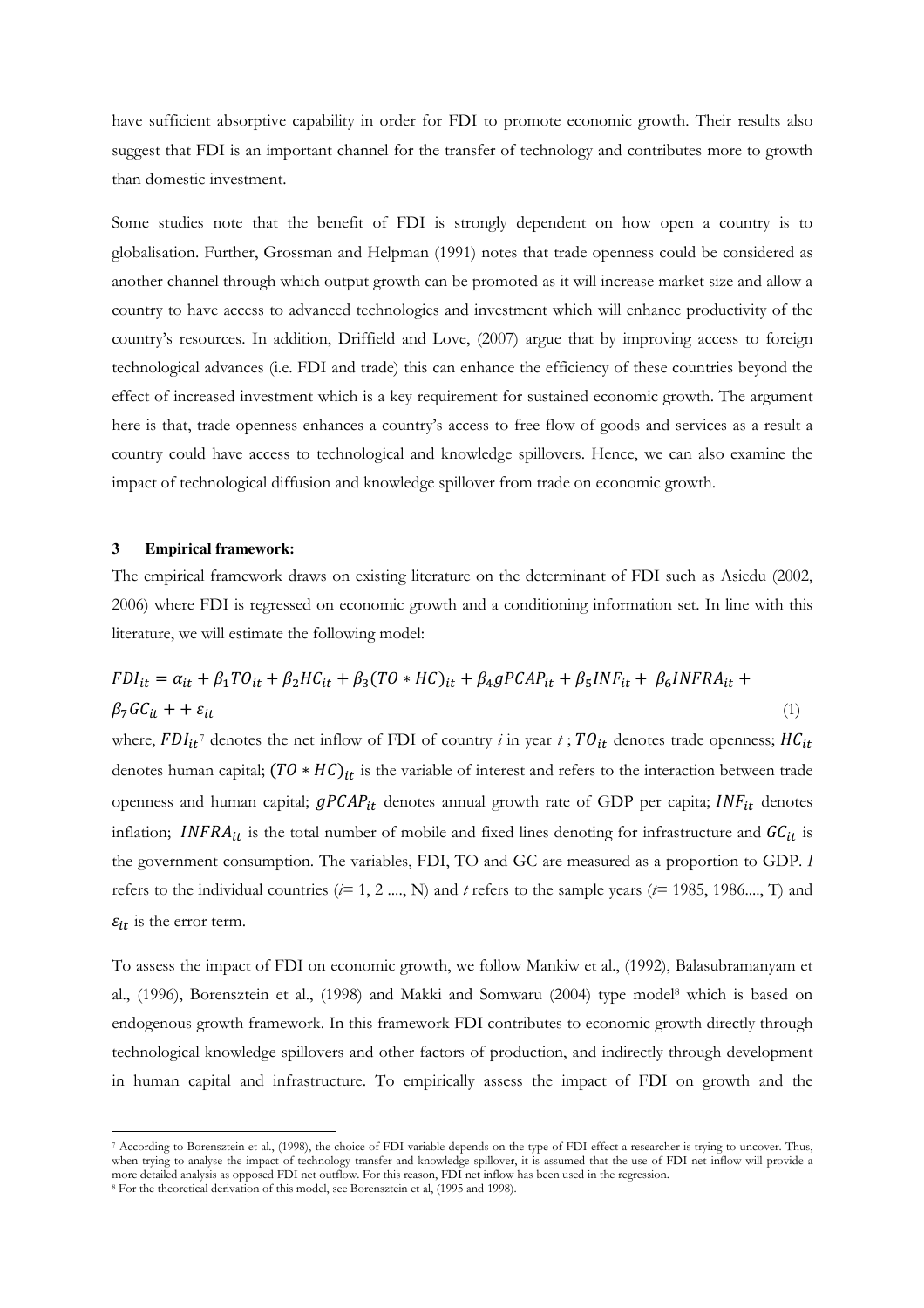have sufficient absorptive capability in order for FDI to promote economic growth. Their results also suggest that FDI is an important channel for the transfer of technology and contributes more to growth than domestic investment.

Some studies note that the benefit of FDI is strongly dependent on how open a country is to globalisation. Further, Grossman and Helpman (1991) notes that trade openness could be considered as another channel through which output growth can be promoted as it will increase market size and allow a country to have access to advanced technologies and investment which will enhance productivity of the country's resources. In addition, Driffield and Love, (2007) argue that by improving access to foreign technological advances (i.e. FDI and trade) this can enhance the efficiency of these countries beyond the effect of increased investment which is a key requirement for sustained economic growth. The argument here is that, trade openness enhances a country's access to free flow of goods and services as a result a country could have access to technological and knowledge spillovers. Hence, we can also examine the impact of technological diffusion and knowledge spillover from trade on economic growth.

## 3 Empirical framework:

The empirical framework draws on existing literature on the determinant of FDI such as Asiedu (2002, 2006) where FDI is regressed on economic growth and a conditioning information set. In line with this literature, we will estimate the following model:

$$FDI_{it} = \alpha_{it} + \beta_1 TO_{it} + \beta_2 HC_{it} + \beta_3 (TO * HC)_{it} + \beta_4 gPCAP_{it} + \beta_5 INF_{it} + \beta_6 INFRA_{it} + \beta_7 GC_{it} + + \varepsilon_{it} \quad (1)$$

where, $FDI_{it}$[7] denotes the net inflow of FDI of country *i* in year *t* ; $TO_{it}$ denotes trade openness; $HC_{it}$ denotes human capital; $(TO * HC)_{it}$ is the variable of interest and refers to the interaction between trade openness and human capital; $gPCAP_{it}$ denotes annual growth rate of GDP per capita; $INF_{it}$ denotes inflation; $INFRA_{it}$ is the total number of mobile and fixed lines denoting for infrastructure and $GC_{it}$ is the government consumption. The variables, FDI, TO and GC are measured as a proportion to GDP. *I* refers to the individual countries (*i*= 1, 2 ...., N) and *t* refers to the sample years (*t*= 1985, 1986...., T) and $\varepsilon_{it}$ is the error term.

To assess the impact of FDI on economic growth, we follow Mankiw et al., (1992), Balasubramanyam et al., (1996), Borensztein et al., (1998) and Makki and Somwaru (2004) type model[8] which is based on endogenous growth framework. In this framework FDI contributes to economic growth directly through technological knowledge spillovers and other factors of production, and indirectly through development in human capital and infrastructure. To empirically assess the impact of FDI on growth and the

[7] According to Borensztein et al., (1998), the choice of FDI variable depends on the type of FDI effect a researcher is trying to uncover. Thus, when trying to analyse the impact of technology transfer and knowledge spillover, it is assumed that the use of FDI net inflow will provide a more detailed analysis as opposed FDI net outflow. For this reason, FDI net inflow has been used in the regression.

[8] For the theoretical derivation of this model, see Borensztein et al, (1995 and 1998).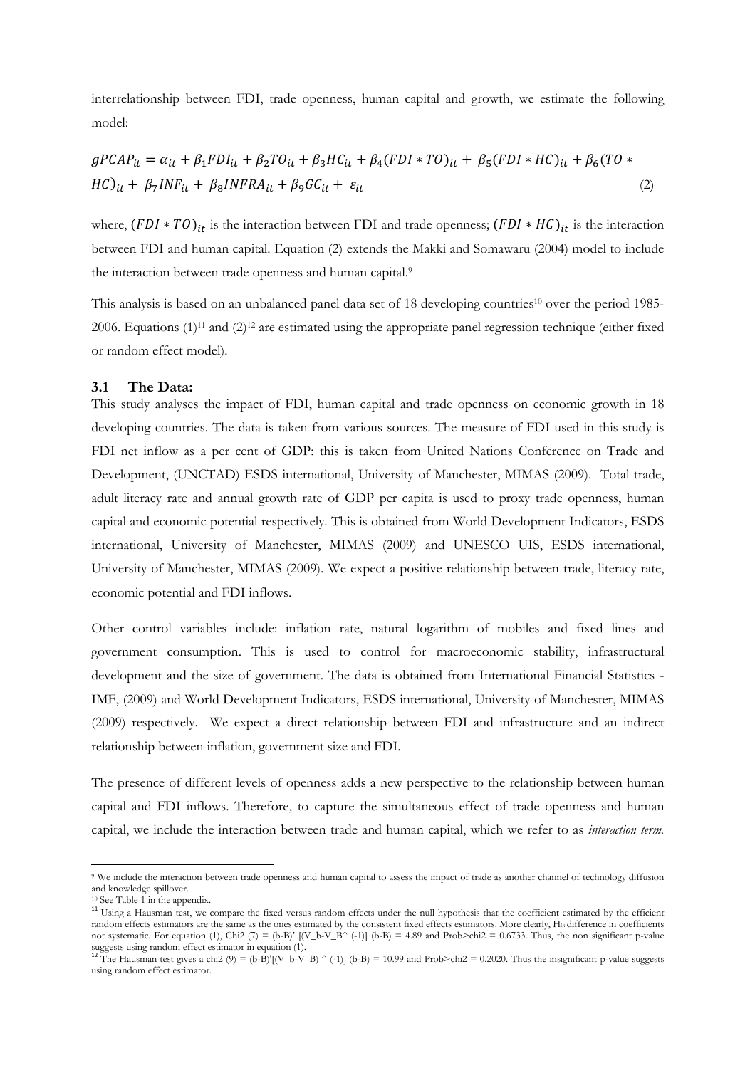interrelationship between FDI, trade openness, human capital and growth, we estimate the following model:

$$gPCAP_{it} = \alpha_{it} + \beta_1 FDI_{it} + \beta_2 TO_{it} + \beta_3 HC_{it} + \beta_4 (FDI * TO)_{it} + \beta_5 (FDI * HC)_{it} + \beta_6 (TO * HC)_{it} + \beta_7 INF_{it} + \beta_8 INFRA_{it} + \beta_9 GC_{it} + \varepsilon_{it} \quad (2)$$

where, $(FDI * TO)_{it}$ is the interaction between FDI and trade openness; $(FDI * HC)_{it}$ is the interaction between FDI and human capital. Equation (2) extends the Makki and Somawaru (2004) model to include the interaction between trade openness and human capital.[9]

This analysis is based on an unbalanced panel data set of 18 developing countries[10] over the period 1985-2006. Equations (1)[11] and (2)[12] are estimated using the appropriate panel regression technique (either fixed or random effect model).

### 3.1 The Data:

This study analyses the impact of FDI, human capital and trade openness on economic growth in 18 developing countries. The data is taken from various sources. The measure of FDI used in this study is FDI net inflow as a per cent of GDP: this is taken from United Nations Conference on Trade and Development, (UNCTAD) ESDS international, University of Manchester, MIMAS (2009). Total trade, adult literacy rate and annual growth rate of GDP per capita is used to proxy trade openness, human capital and economic potential respectively. This is obtained from World Development Indicators, ESDS international, University of Manchester, MIMAS (2009) and UNESCO UIS, ESDS international, University of Manchester, MIMAS (2009). We expect a positive relationship between trade, literacy rate, economic potential and FDI inflows.

Other control variables include: inflation rate, natural logarithm of mobiles and fixed lines and government consumption. This is used to control for macroeconomic stability, infrastructural development and the size of government. The data is obtained from International Financial Statistics - IMF, (2009) and World Development Indicators, ESDS international, University of Manchester, MIMAS (2009) respectively. We expect a direct relationship between FDI and infrastructure and an indirect relationship between inflation, government size and FDI.

The presence of different levels of openness adds a new perspective to the relationship between human capital and FDI inflows. Therefore, to capture the simultaneous effect of trade openness and human capital, we include the interaction between trade and human capital, which we refer to as *interaction term.*

---

[9] We include the interaction between trade openness and human capital to assess the impact of trade as another channel of technology diffusion and knowledge spillover.

[10] See Table 1 in the appendix.

[11] Using a Hausman test, we compare the fixed versus random effects under the null hypothesis that the coefficient estimated by the efficient random effects estimators are the same as the ones estimated by the consistent fixed effects estimators. More clearly, $H_0$: difference in coefficients not systematic. For equation (1), Chi2 (7) = (b-B)' [(V_b-V_B^ (-1)] (b-B) = 4.89 and Prob>chi2 = 0.6733. Thus, the non significant p-value suggests using random effect estimator in equation (1).

[12] The Hausman test gives a chi2 (9) = (b-B)'[(V_b-V_B) ^ (-1)] (b-B) = 10.99 and Prob>chi2 = 0.2020. Thus the insignificant p-value suggests using random effect estimator.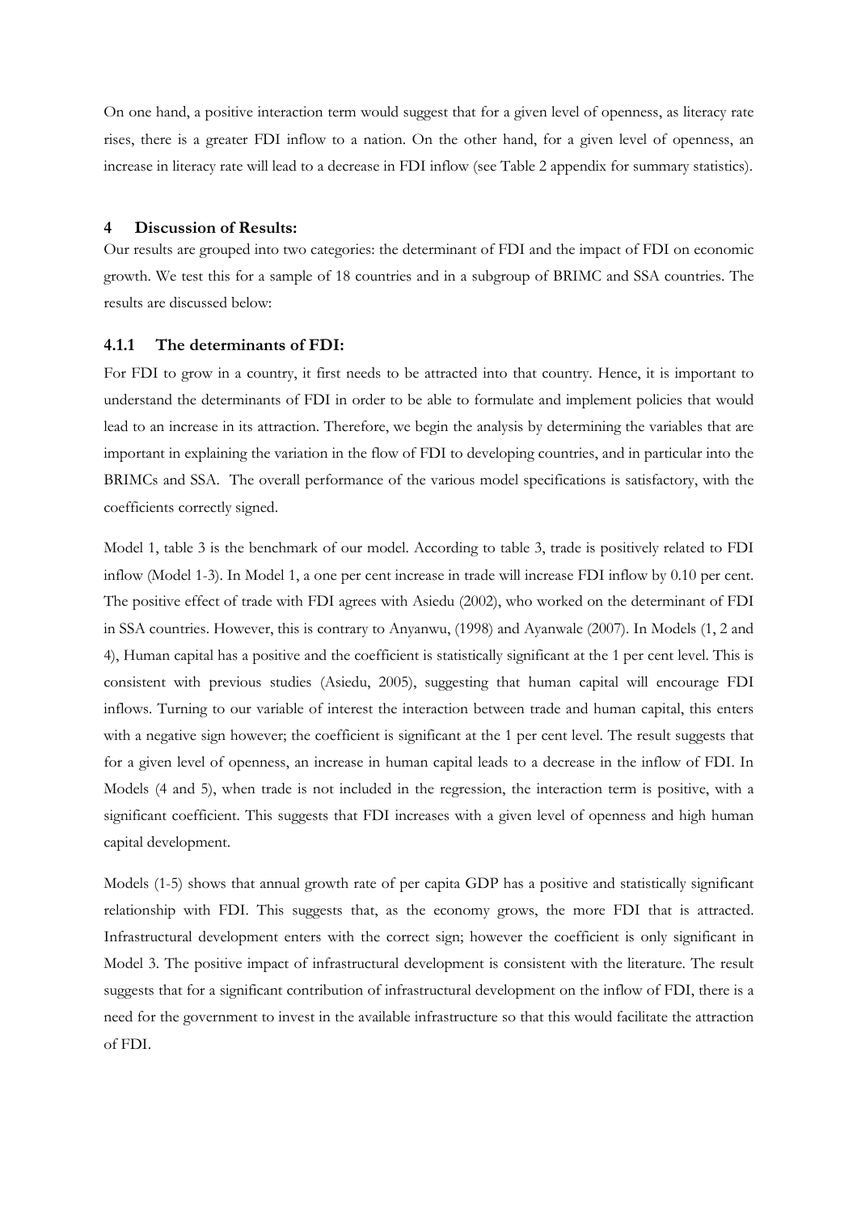On one hand, a positive interaction term would suggest that for a given level of openness, as literacy rate rises, there is a greater FDI inflow to a nation. On the other hand, for a given level of openness, an increase in literacy rate will lead to a decrease in FDI inflow (see Table 2 appendix for summary statistics).

## 4 Discussion of Results:

Our results are grouped into two categories: the determinant of FDI and the impact of FDI on economic growth. We test this for a sample of 18 countries and in a subgroup of BRIMC and SSA countries. The results are discussed below:

### 4.1.1 The determinants of FDI:

For FDI to grow in a country, it first needs to be attracted into that country. Hence, it is important to understand the determinants of FDI in order to be able to formulate and implement policies that would lead to an increase in its attraction. Therefore, we begin the analysis by determining the variables that are important in explaining the variation in the flow of FDI to developing countries, and in particular into the BRIMCs and SSA. The overall performance of the various model specifications is satisfactory, with the coefficients correctly signed.

Model 1, table 3 is the benchmark of our model. According to table 3, trade is positively related to FDI inflow (Model 1-3). In Model 1, a one per cent increase in trade will increase FDI inflow by 0.10 per cent. The positive effect of trade with FDI agrees with Asiedu (2002), who worked on the determinant of FDI in SSA countries. However, this is contrary to Anyanwu, (1998) and Ayanwale (2007). In Models (1, 2 and 4), Human capital has a positive and the coefficient is statistically significant at the 1 per cent level. This is consistent with previous studies (Asiedu, 2005), suggesting that human capital will encourage FDI inflows. Turning to our variable of interest the interaction between trade and human capital, this enters with a negative sign however; the coefficient is significant at the 1 per cent level. The result suggests that for a given level of openness, an increase in human capital leads to a decrease in the inflow of FDI. In Models (4 and 5), when trade is not included in the regression, the interaction term is positive, with a significant coefficient. This suggests that FDI increases with a given level of openness and high human capital development.

Models (1-5) shows that annual growth rate of per capita GDP has a positive and statistically significant relationship with FDI. This suggests that, as the economy grows, the more FDI that is attracted. Infrastructural development enters with the correct sign; however the coefficient is only significant in Model 3. The positive impact of infrastructural development is consistent with the literature. The result suggests that for a significant contribution of infrastructural development on the inflow of FDI, there is a need for the government to invest in the available infrastructure so that this would facilitate the attraction of FDI.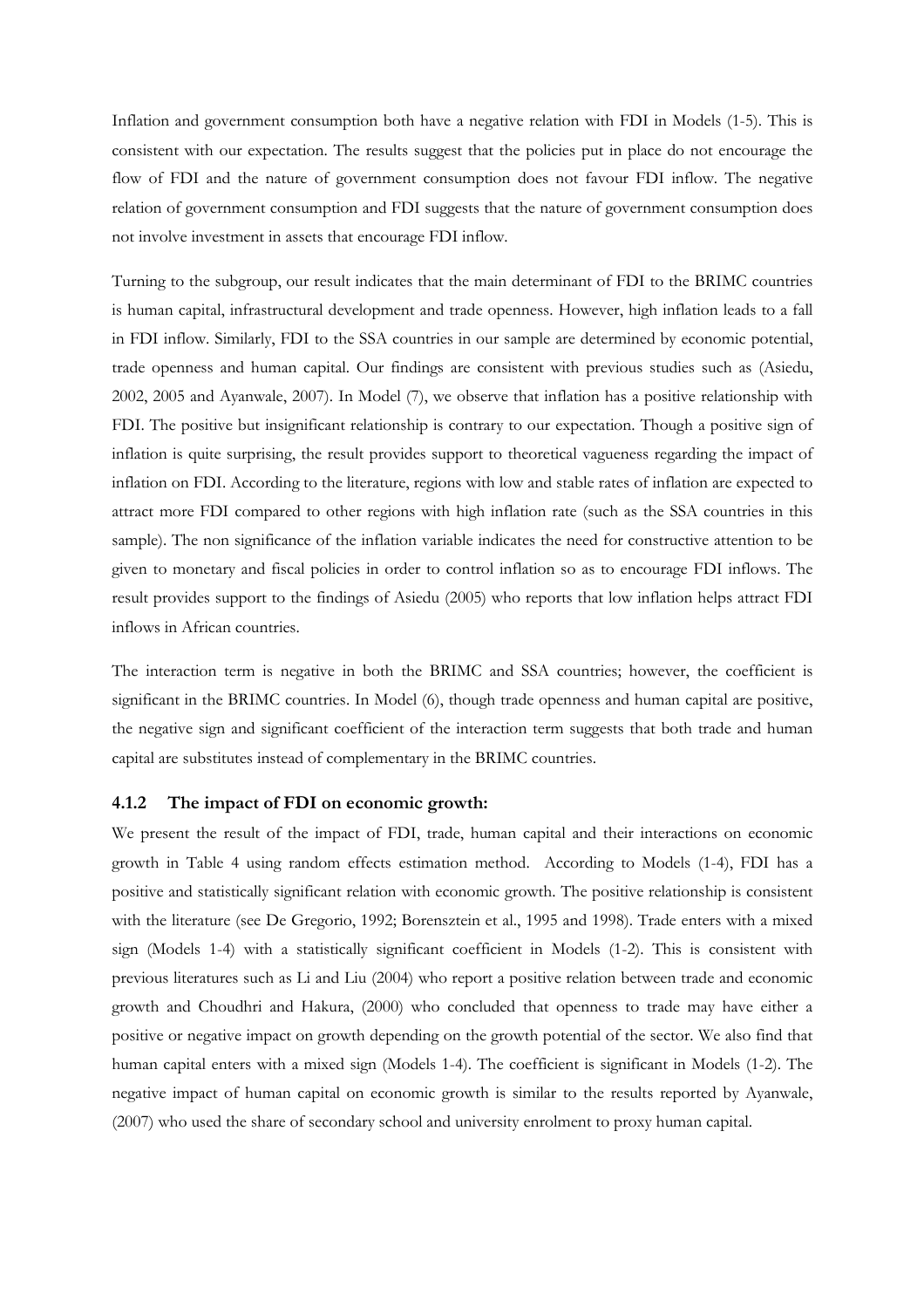Inflation and government consumption both have a negative relation with FDI in Models (1-5). This is consistent with our expectation. The results suggest that the policies put in place do not encourage the flow of FDI and the nature of government consumption does not favour FDI inflow. The negative relation of government consumption and FDI suggests that the nature of government consumption does not involve investment in assets that encourage FDI inflow.

Turning to the subgroup, our result indicates that the main determinant of FDI to the BRIMC countries is human capital, infrastructural development and trade openness. However, high inflation leads to a fall in FDI inflow. Similarly, FDI to the SSA countries in our sample are determined by economic potential, trade openness and human capital. Our findings are consistent with previous studies such as (Asiedu, 2002, 2005 and Ayanwale, 2007). In Model (7), we observe that inflation has a positive relationship with FDI. The positive but insignificant relationship is contrary to our expectation. Though a positive sign of inflation is quite surprising, the result provides support to theoretical vagueness regarding the impact of inflation on FDI. According to the literature, regions with low and stable rates of inflation are expected to attract more FDI compared to other regions with high inflation rate (such as the SSA countries in this sample). The non significance of the inflation variable indicates the need for constructive attention to be given to monetary and fiscal policies in order to control inflation so as to encourage FDI inflows. The result provides support to the findings of Asiedu (2005) who reports that low inflation helps attract FDI inflows in African countries.

The interaction term is negative in both the BRIMC and SSA countries; however, the coefficient is significant in the BRIMC countries. In Model (6), though trade openness and human capital are positive, the negative sign and significant coefficient of the interaction term suggests that both trade and human capital are substitutes instead of complementary in the BRIMC countries.

### 4.1.2 The impact of FDI on economic growth:

We present the result of the impact of FDI, trade, human capital and their interactions on economic growth in Table 4 using random effects estimation method. According to Models (1-4), FDI has a positive and statistically significant relation with economic growth. The positive relationship is consistent with the literature (see De Gregorio, 1992; Borensztein et al., 1995 and 1998). Trade enters with a mixed sign (Models 1-4) with a statistically significant coefficient in Models (1-2). This is consistent with previous literatures such as Li and Liu (2004) who report a positive relation between trade and economic growth and Choudhri and Hakura, (2000) who concluded that openness to trade may have either a positive or negative impact on growth depending on the growth potential of the sector. We also find that human capital enters with a mixed sign (Models 1-4). The coefficient is significant in Models (1-2). The negative impact of human capital on economic growth is similar to the results reported by Ayanwale, (2007) who used the share of secondary school and university enrolment to proxy human capital.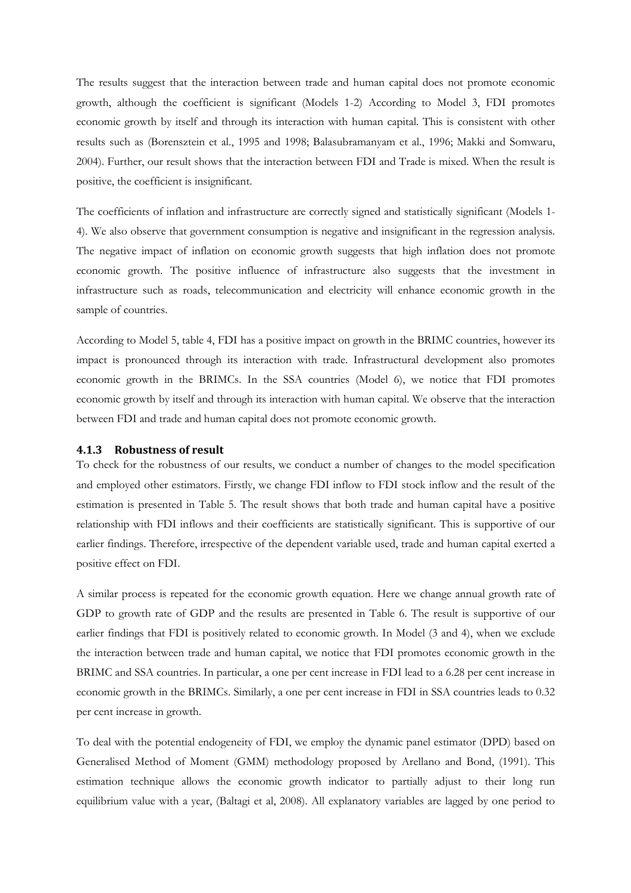The results suggest that the interaction between trade and human capital does not promote economic growth, although the coefficient is significant (Models 1-2) According to Model 3, FDI promotes economic growth by itself and through its interaction with human capital. This is consistent with other results such as (Borensztein et al., 1995 and 1998; Balasubramanyam et al., 1996; Makki and Somwaru, 2004). Further, our result shows that the interaction between FDI and Trade is mixed. When the result is positive, the coefficient is insignificant.

The coefficients of inflation and infrastructure are correctly signed and statistically significant (Models 1-4). We also observe that government consumption is negative and insignificant in the regression analysis. The negative impact of inflation on economic growth suggests that high inflation does not promote economic growth. The positive influence of infrastructure also suggests that the investment in infrastructure such as roads, telecommunication and electricity will enhance economic growth in the sample of countries.

According to Model 5, table 4, FDI has a positive impact on growth in the BRIMC countries, however its impact is pronounced through its interaction with trade. Infrastructural development also promotes economic growth in the BRIMCs. In the SSA countries (Model 6), we notice that FDI promotes economic growth by itself and through its interaction with human capital. We observe that the interaction between FDI and trade and human capital does not promote economic growth.

### 4.1.3 Robustness of result

To check for the robustness of our results, we conduct a number of changes to the model specification and employed other estimators. Firstly, we change FDI inflow to FDI stock inflow and the result of the estimation is presented in Table 5. The result shows that both trade and human capital have a positive relationship with FDI inflows and their coefficients are statistically significant. This is supportive of our earlier findings. Therefore, irrespective of the dependent variable used, trade and human capital exerted a positive effect on FDI.

A similar process is repeated for the economic growth equation. Here we change annual growth rate of GDP to growth rate of GDP and the results are presented in Table 6. The result is supportive of our earlier findings that FDI is positively related to economic growth. In Model (3 and 4), when we exclude the interaction between trade and human capital, we notice that FDI promotes economic growth in the BRIMC and SSA countries. In particular, a one per cent increase in FDI lead to a 6.28 per cent increase in economic growth in the BRIMCs. Similarly, a one per cent increase in FDI in SSA countries leads to 0.32 per cent increase in growth.

To deal with the potential endogeneity of FDI, we employ the dynamic panel estimator (DPD) based on Generalised Method of Moment (GMM) methodology proposed by Arellano and Bond, (1991). This estimation technique allows the economic growth indicator to partially adjust to their long run equilibrium value with a year, (Baltagi et al, 2008). All explanatory variables are lagged by one period to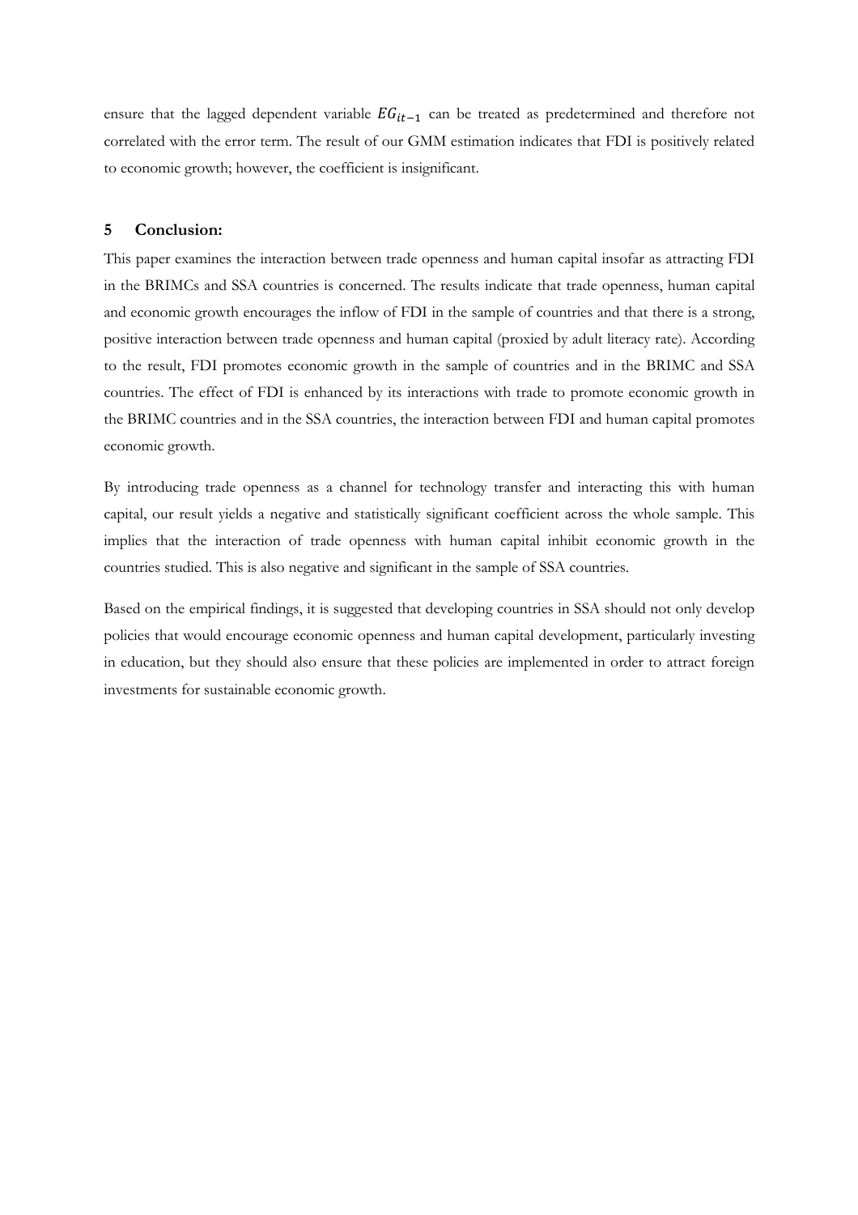ensure that the lagged dependent variable $EG_{it-1}$ can be treated as predetermined and therefore not correlated with the error term. The result of our GMM estimation indicates that FDI is positively related to economic growth; however, the coefficient is insignificant.

## 5 Conclusion:

This paper examines the interaction between trade openness and human capital insofar as attracting FDI in the BRIMCs and SSA countries is concerned. The results indicate that trade openness, human capital and economic growth encourages the inflow of FDI in the sample of countries and that there is a strong, positive interaction between trade openness and human capital (proxied by adult literacy rate). According to the result, FDI promotes economic growth in the sample of countries and in the BRIMC and SSA countries. The effect of FDI is enhanced by its interactions with trade to promote economic growth in the BRIMC countries and in the SSA countries, the interaction between FDI and human capital promotes economic growth.

By introducing trade openness as a channel for technology transfer and interacting this with human capital, our result yields a negative and statistically significant coefficient across the whole sample. This implies that the interaction of trade openness with human capital inhibit economic growth in the countries studied. This is also negative and significant in the sample of SSA countries.

Based on the empirical findings, it is suggested that developing countries in SSA should not only develop policies that would encourage economic openness and human capital development, particularly investing in education, but they should also ensure that these policies are implemented in order to attract foreign investments for sustainable economic growth.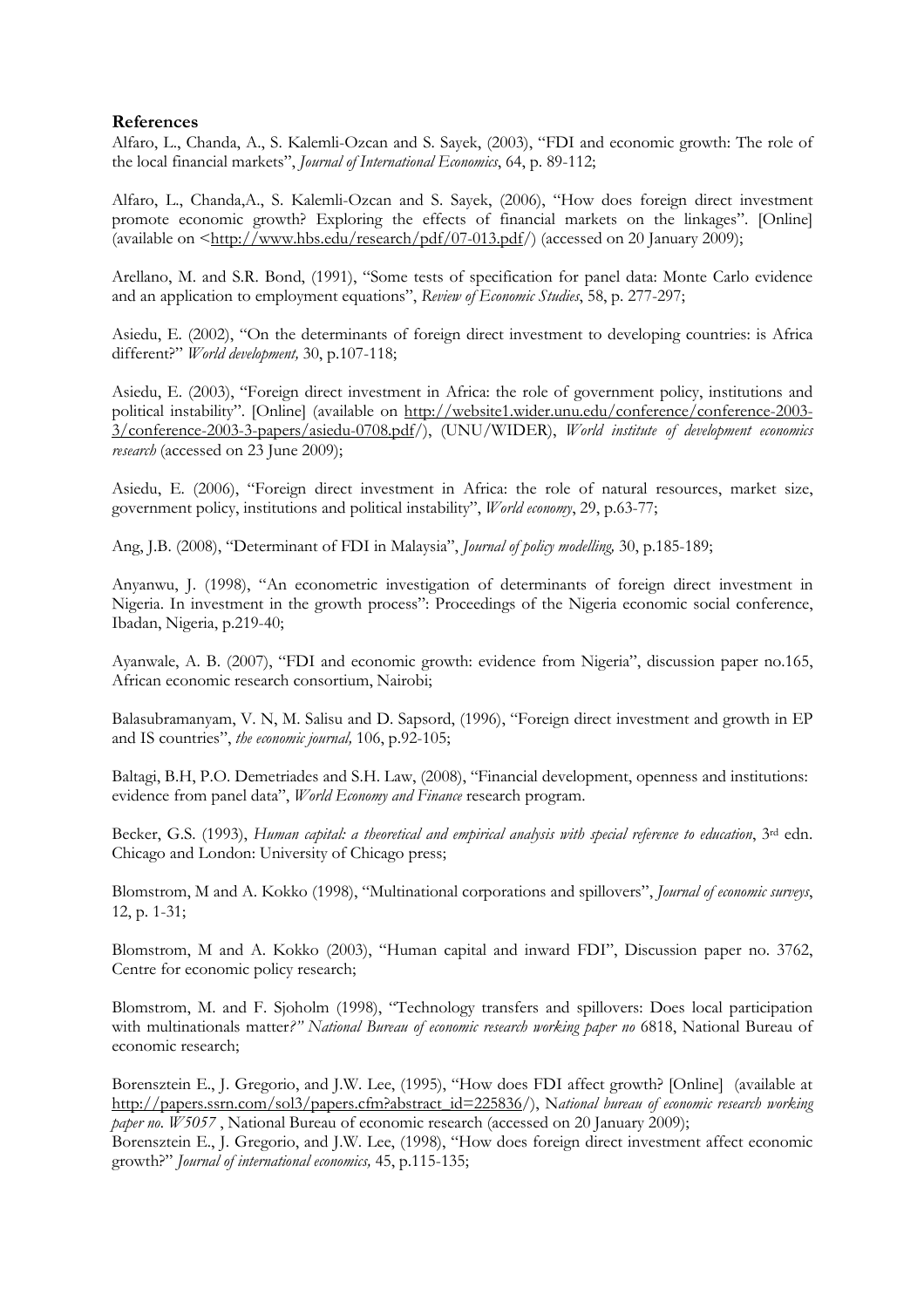**References**

Alfaro, L., Chanda, A., S. Kalemli-Ozcan and S. Sayek, (2003), "FDI and economic growth: The role of the local financial markets", *Journal of International Economics*, 64, p. 89-112;

Alfaro, L., Chanda,A., S. Kalemli-Ozcan and S. Sayek, (2006), "How does foreign direct investment promote economic growth? Exploring the effects of financial markets on the linkages". [Online] (available on <http://www.hbs.edu/research/pdf/07-013.pdf/) (accessed on 20 January 2009);

Arellano, M. and S.R. Bond, (1991), "Some tests of specification for panel data: Monte Carlo evidence and an application to employment equations", *Review of Economic Studies*, 58, p. 277-297;

Asiedu, E. (2002), "On the determinants of foreign direct investment to developing countries: is Africa different?" *World development,* 30, p.107-118;

Asiedu, E. (2003), "Foreign direct investment in Africa: the role of government policy, institutions and political instability". [Online] (available on http://website1.wider.unu.edu/conference/conference-2003-3/conference-2003-3-papers/asiedu-0708.pdf/), (UNU/WIDER), *World institute of development economics research* (accessed on 23 June 2009);

Asiedu, E. (2006), "Foreign direct investment in Africa: the role of natural resources, market size, government policy, institutions and political instability", *World economy*, 29, p.63-77;

Ang, J.B. (2008), "Determinant of FDI in Malaysia", *Journal of policy modelling,* 30, p.185-189;

Anyanwu, J. (1998), "An econometric investigation of determinants of foreign direct investment in Nigeria. In investment in the growth process": Proceedings of the Nigeria economic social conference, Ibadan, Nigeria, p.219-40;

Ayanwale, A. B. (2007), "FDI and economic growth: evidence from Nigeria", discussion paper no.165, African economic research consortium, Nairobi;

Balasubramanyam, V. N, M. Salisu and D. Sapsord, (1996), "Foreign direct investment and growth in EP and IS countries", *the economic journal,* 106, p.92-105;

Baltagi, B.H, P.O. Demetriades and S.H. Law, (2008), "Financial development, openness and institutions: evidence from panel data", *World Economy and Finance* research program.

Becker, G.S. (1993), *Human capital: a theoretical and empirical analysis with special reference to education*, 3rd edn. Chicago and London: University of Chicago press;

Blomstrom, M and A. Kokko (1998), "Multinational corporations and spillovers", *Journal of economic surveys*, 12, p. 1-31;

Blomstrom, M and A. Kokko (2003), "Human capital and inward FDI", Discussion paper no. 3762, Centre for economic policy research;

Blomstrom, M. and F. Sjoholm (1998), "Technology transfers and spillovers: Does local participation with multinationals matter*?" National Bureau of economic research working paper no* 6818, National Bureau of economic research;

Borensztein E., J. Gregorio, and J.W. Lee, (1995), "How does FDI affect growth? [Online] (available at http://papers.ssrn.com/sol3/papers.cfm?abstract_id=225836/), N*ational bureau of economic research working paper no. W5057* , National Bureau of economic research (accessed on 20 January 2009);

Borensztein E., J. Gregorio, and J.W. Lee, (1998), "How does foreign direct investment affect economic growth?" *Journal of international economics,* 45, p.115-135;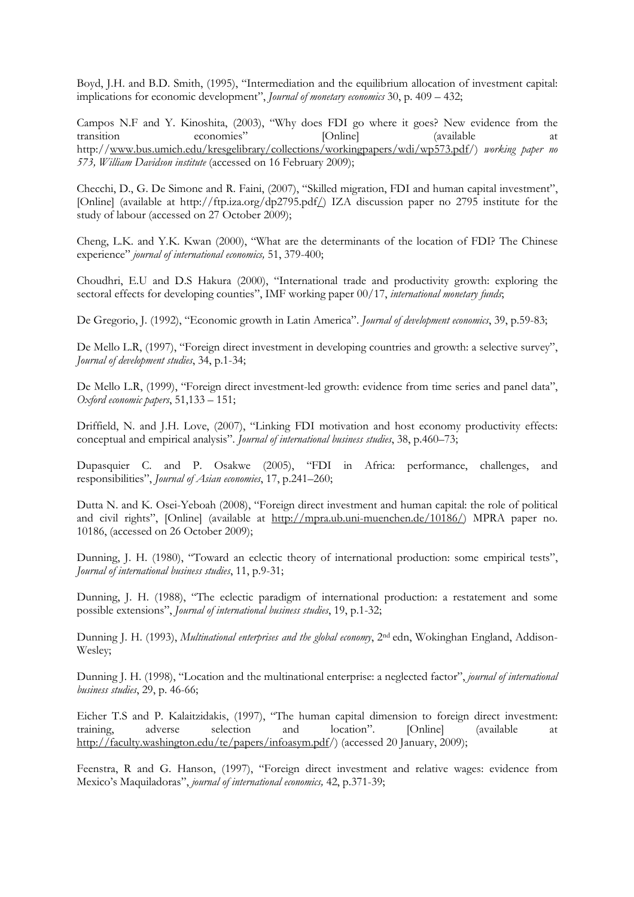Boyd, J.H. and B.D. Smith, (1995), "Intermediation and the equilibrium allocation of investment capital: implications for economic development", *Journal of monetary economics* 30, p. 409 – 432;

Campos N.F and Y. Kinoshita, (2003), "Why does FDI go where it goes? New evidence from the transition economies" [Online] (available at http://www.bus.umich.edu/kresgelibrary/collections/workingpapers/wdi/wp573.pdf/) *working paper no 573, William Davidson institute* (accessed on 16 February 2009);

Checchi, D., G. De Simone and R. Faini, (2007), "Skilled migration, FDI and human capital investment", [Online] (available at http://ftp.iza.org/dp2795.pdf/) IZA discussion paper no 2795 institute for the study of labour (accessed on 27 October 2009);

Cheng, L.K. and Y.K. Kwan (2000), "What are the determinants of the location of FDI? The Chinese experience" *journal of international economics,* 51, 379-400;

Choudhri, E.U and D.S Hakura (2000), "International trade and productivity growth: exploring the sectoral effects for developing counties", IMF working paper 00/17, *international monetary funds*;

De Gregorio, J. (1992), "Economic growth in Latin America". *Journal of development economics*, 39, p.59-83;

De Mello L.R, (1997), "Foreign direct investment in developing countries and growth: a selective survey", *Journal of development studies*, 34, p.1-34;

De Mello L.R, (1999), "Foreign direct investment-led growth: evidence from time series and panel data", *Oxford economic papers*, 51,133 – 151;

Driffield, N. and J.H. Love, (2007), "Linking FDI motivation and host economy productivity effects: conceptual and empirical analysis". *Journal of international business studies*, 38, p.460–73;

Dupasquier C. and P. Osakwe (2005), "FDI in Africa: performance, challenges, and responsibilities", *Journal of Asian economies*, 17, p.241–260;

Dutta N. and K. Osei-Yeboah (2008), "Foreign direct investment and human capital: the role of political and civil rights", [Online] (available at http://mpra.ub.uni-muenchen.de/10186/) MPRA paper no. 10186, (accessed on 26 October 2009);

Dunning, J. H. (1980), "Toward an eclectic theory of international production: some empirical tests", *Journal of international business studies*, 11, p.9-31;

Dunning, J. H. (1988), "The eclectic paradigm of international production: a restatement and some possible extensions", *Journal of international business studies*, 19, p.1-32;

Dunning J. H. (1993), *Multinational enterprises and the global economy*, 2nd edn, Wokinghan England, Addison-Wesley;

Dunning J. H. (1998), "Location and the multinational enterprise: a neglected factor", *journal of international business studies*, 29, p. 46-66;

Eicher T.S and P. Kalaitzidakis, (1997), "The human capital dimension to foreign direct investment: training, adverse selection and location". [Online] (available at http://faculty.washington.edu/te/papers/infoasym.pdf/) (accessed 20 January, 2009);

Feenstra, R and G. Hanson, (1997), "Foreign direct investment and relative wages: evidence from Mexico's Maquiladoras", *journal of international economics,* 42, p.371-39;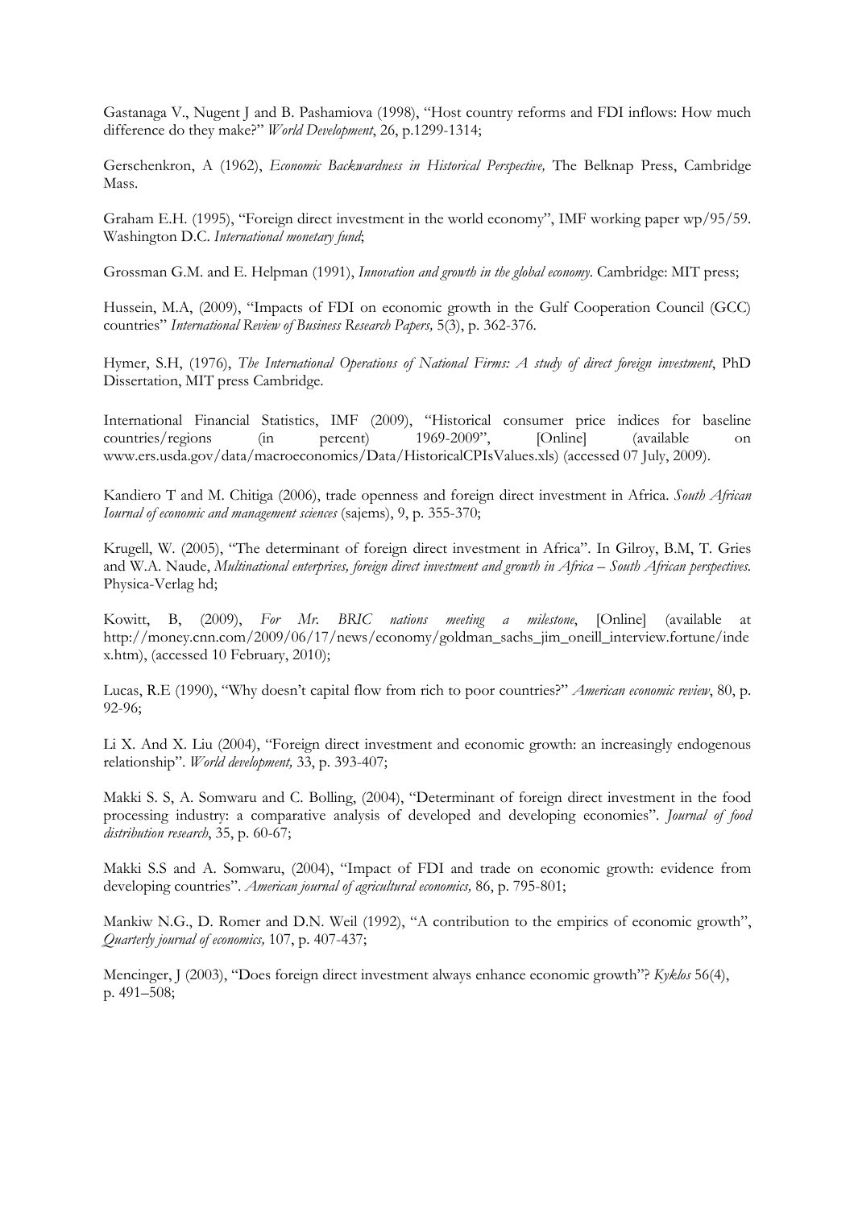Gastanaga V., Nugent J and B. Pashamiova (1998), "Host country reforms and FDI inflows: How much difference do they make?" *World Development*, 26, p.1299-1314;

Gerschenkron, A (1962), *Economic Backwardness in Historical Perspective,* The Belknap Press, Cambridge Mass.

Graham E.H. (1995), "Foreign direct investment in the world economy", IMF working paper wp/95/59. Washington D.C. *International monetary fund*;

Grossman G.M. and E. Helpman (1991), *Innovation and growth in the global economy.* Cambridge: MIT press;

Hussein, M.A, (2009), "Impacts of FDI on economic growth in the Gulf Cooperation Council (GCC) countries" *International Review of Business Research Papers,* 5(3), p. 362-376.

Hymer, S.H, (1976), *The International Operations of National Firms: A study of direct foreign investment*, PhD Dissertation, MIT press Cambridge.

International Financial Statistics, IMF (2009), "Historical consumer price indices for baseline countries/regions (in percent) 1969-2009", [Online] (available on www.ers.usda.gov/data/macroeconomics/Data/HistoricalCPIsValues.xls) (accessed 07 July, 2009).

Kandiero T and M. Chitiga (2006), trade openness and foreign direct investment in Africa. *South African Iournal of economic and management sciences* (sajems), 9, p. 355-370;

Krugell, W. (2005), "The determinant of foreign direct investment in Africa". In Gilroy, B.M, T. Gries and W.A. Naude, *Multinational enterprises, foreign direct investment and growth in Africa – South African perspectives.* Physica-Verlag hd;

Kowitt, B, (2009), *For Mr. BRIC nations meeting a milestone*, [Online] (available at http://money.cnn.com/2009/06/17/news/economy/goldman_sachs_jim_oneill_interview.fortune/index.htm), (accessed 10 February, 2010);

Lucas, R.E (1990), "Why doesn't capital flow from rich to poor countries?" *American economic review*, 80, p. 92-96;

Li X. And X. Liu (2004), "Foreign direct investment and economic growth: an increasingly endogenous relationship". *World development,* 33, p. 393-407;

Makki S. S, A. Somwaru and C. Bolling, (2004), "Determinant of foreign direct investment in the food processing industry: a comparative analysis of developed and developing economies". *Journal of food distribution research*, 35, p. 60-67;

Makki S.S and A. Somwaru, (2004), "Impact of FDI and trade on economic growth: evidence from developing countries". *American journal of agricultural economics,* 86, p. 795-801;

Mankiw N.G., D. Romer and D.N. Weil (1992), "A contribution to the empirics of economic growth", *Quarterly journal of economics,* 107, p. 407-437;

Mencinger, J (2003), "Does foreign direct investment always enhance economic growth"? *Kyklos* 56(4), p. 491–508;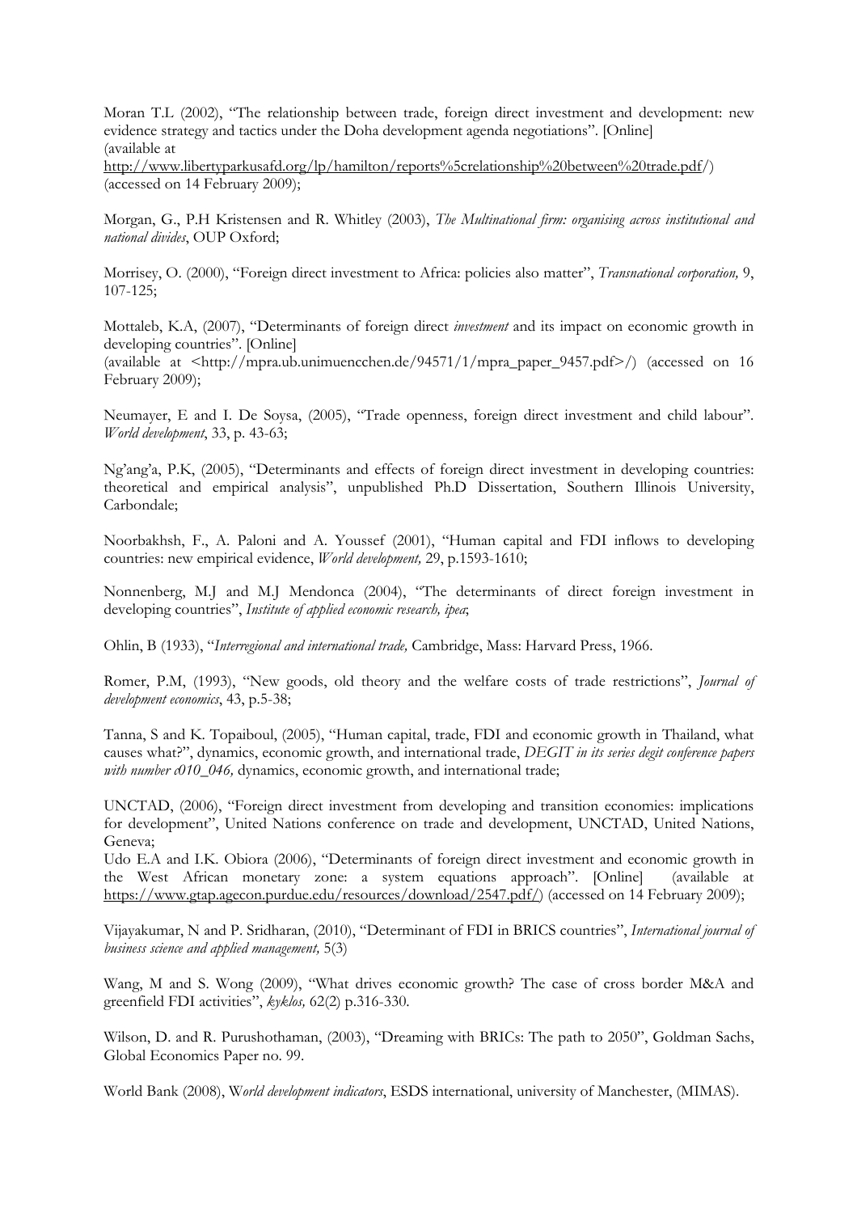Moran T.L (2002), "The relationship between trade, foreign direct investment and development: new evidence strategy and tactics under the Doha development agenda negotiations". [Online] (available at http://www.libertyparkusafd.org/lp/hamilton/reports%5crelationship%20between%20trade.pdf/) (accessed on 14 February 2009);

Morgan, G., P.H Kristensen and R. Whitley (2003), *The Multinational firm: organising across institutional and national divides*, OUP Oxford;

Morrisey, O. (2000), "Foreign direct investment to Africa: policies also matter", *Transnational corporation,* 9, 107-125;

Mottaleb, K.A, (2007), "Determinants of foreign direct *investment* and its impact on economic growth in developing countries". [Online] (available at <http://mpra.ub.unimuencchen.de/94571/1/mpra_paper_9457.pdf>/) (accessed on 16 February 2009);

Neumayer, E and I. De Soysa, (2005), "Trade openness, foreign direct investment and child labour". *World development*, 33, p. 43-63;

Ng'ang'a, P.K, (2005), "Determinants and effects of foreign direct investment in developing countries: theoretical and empirical analysis", unpublished Ph.D Dissertation, Southern Illinois University, Carbondale;

Noorbakhsh, F., A. Paloni and A. Youssef (2001), "Human capital and FDI inflows to developing countries: new empirical evidence, *World development,* 29, p.1593-1610;

Nonnenberg, M.J and M.J Mendonca (2004), "The determinants of direct foreign investment in developing countries", *Institute of applied economic research, ipea*;

Ohlin, B (1933), "*Interregional and international trade,* Cambridge, Mass: Harvard Press, 1966.

Romer, P.M, (1993), "New goods, old theory and the welfare costs of trade restrictions", *Journal of development economics*, 43, p.5-38;

Tanna, S and K. Topaiboul, (2005), "Human capital, trade, FDI and economic growth in Thailand, what causes what?", dynamics, economic growth, and international trade, *DEGIT in its series degit conference papers with number c010_046,* dynamics, economic growth, and international trade;

UNCTAD, (2006), "Foreign direct investment from developing and transition economies: implications for development", United Nations conference on trade and development, UNCTAD, United Nations, Geneva;

Udo E.A and I.K. Obiora (2006), "Determinants of foreign direct investment and economic growth in the West African monetary zone: a system equations approach". [Online] (available at https://www.gtap.agecon.purdue.edu/resources/download/2547.pdf/) (accessed on 14 February 2009);

Vijayakumar, N and P. Sridharan, (2010), "Determinant of FDI in BRICS countries", *International journal of business science and applied management,* 5(3)

Wang, M and S. Wong (2009), "What drives economic growth? The case of cross border M&A and greenfield FDI activities", *kyklos,* 62(2) p.316-330.

Wilson, D. and R. Purushothaman, (2003), "Dreaming with BRICs: The path to 2050", Goldman Sachs, Global Economics Paper no. 99.

World Bank (2008), W*orld development indicators*, ESDS international, university of Manchester, (MIMAS).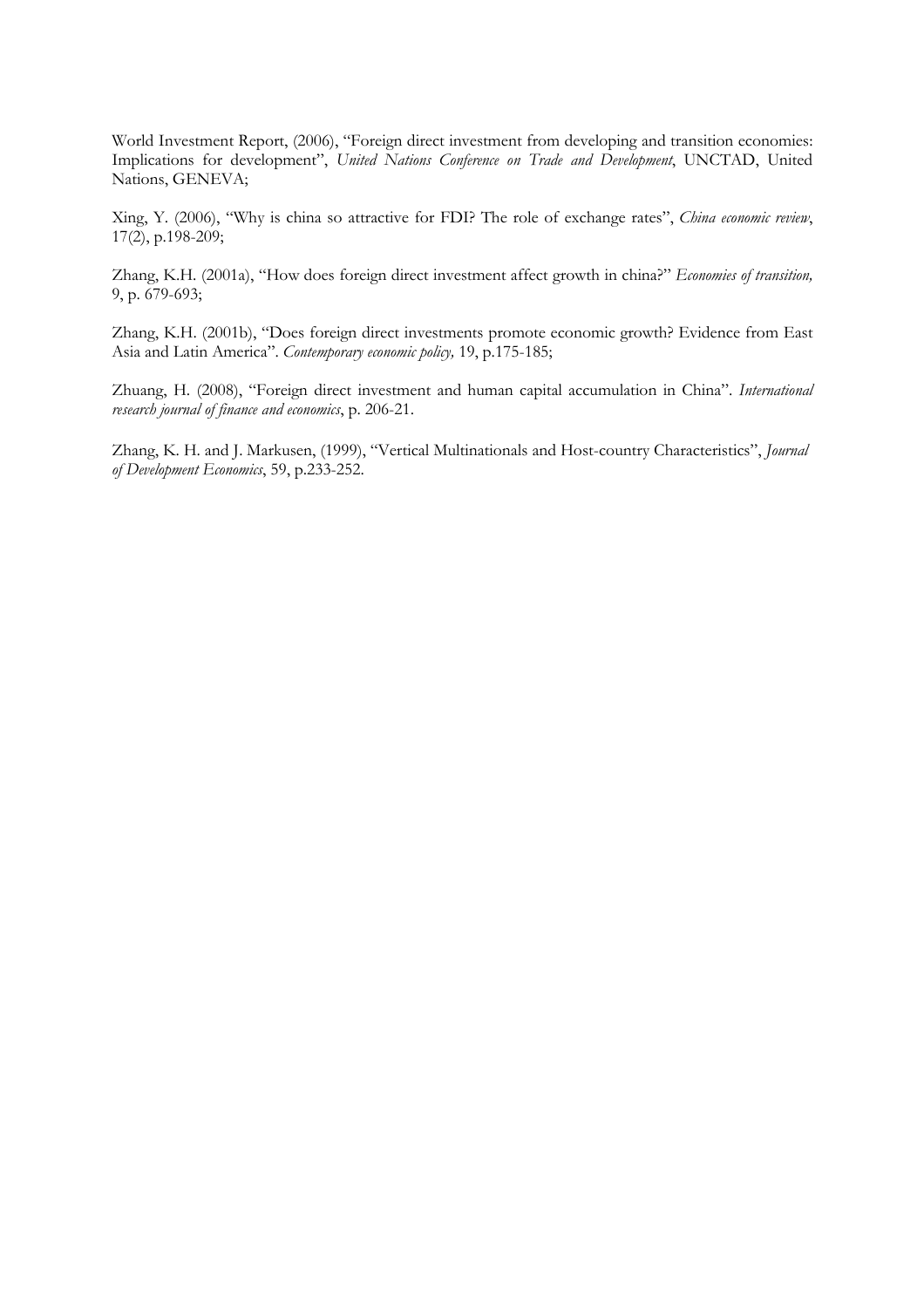World Investment Report, (2006), "Foreign direct investment from developing and transition economies: Implications for development", *United Nations Conference on Trade and Development*, UNCTAD, United Nations, GENEVA;

Xing, Y. (2006), "Why is china so attractive for FDI? The role of exchange rates", *China economic review*, 17(2), p.198-209;

Zhang, K.H. (2001a), "How does foreign direct investment affect growth in china?" *Economies of transition,* 9, p. 679-693;

Zhang, K.H. (2001b), "Does foreign direct investments promote economic growth? Evidence from East Asia and Latin America". *Contemporary economic policy,* 19, p.175-185;

Zhuang, H. (2008), "Foreign direct investment and human capital accumulation in China". *International research journal of finance and economics*, p. 206-21.

Zhang, K. H. and J. Markusen, (1999), "Vertical Multinationals and Host-country Characteristics", *Journal of Development Economics*, 59, p.233-252.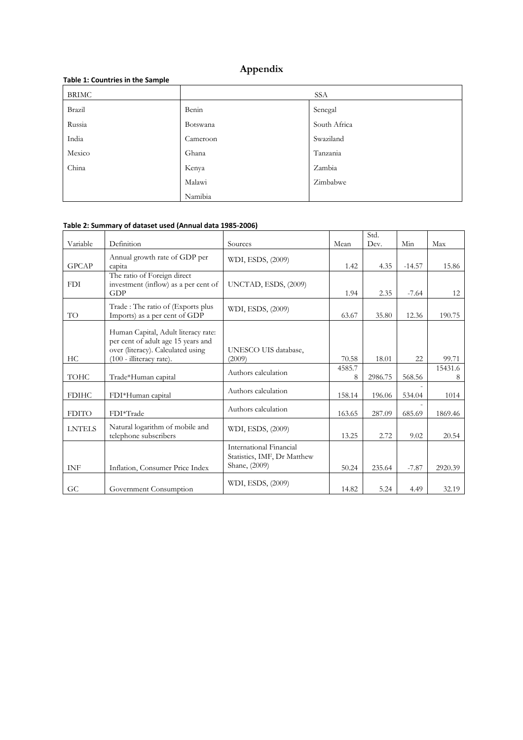# Appendix

**Table 1: Countries in the Sample**

| BRIMC | SSA | |
|---|---|---|
| Brazil | Benin | Senegal |
| Russia | Botswana | South Africa |
| India | Cameroon | Swaziland |
| Mexico | Ghana | Tanzania |
| China | Kenya | Zambia |
| | Malawi | Zimbabwe |
| | Namibia | |

**Table 2: Summary of dataset used (Annual data 1985-2006)**

| Variable | Definition | Sources | Mean | Std. Dev. | Min | Max |
|---|---|---|---|---|---|---|
| GPCAP | Annual growth rate of GDP per capita | WDI, ESDS, (2009) | 1.42 | 4.35 | -14.57 | 15.86 |
| FDI | The ratio of Foreign direct investment (inflow) as a per cent of GDP | UNCTAD, ESDS, (2009) | 1.94 | 2.35 | -7.64 | 12 |
| TO | Trade : The ratio of (Exports plus Imports) as a per cent of GDP | WDI, ESDS, (2009) | 63.67 | 35.80 | 12.36 | 190.75 |
| HC | Human Capital, Adult literacy rate: per cent of adult age 15 years and over (literacy). Calculated using (100 - illiteracy rate). | UNESCO UIS database, (2009) | 70.58 | 18.01 | 22 | 99.71 |
| TOHC | Trade*Human capital | Authors calculation | 4585.78 | 2986.75 | 568.56 | 15431.68 |
| FDIHC | FDI*Human capital | Authors calculation | 158.14 | 196.06 | -534.04 | 1014 |
| FDITO | FDI*Trade | Authors calculation | 163.65 | 287.09 | -685.69 | 1869.46 |
| LNTELS | Natural logarithm of mobile and telephone subscribers | WDI, ESDS, (2009) | 13.25 | 2.72 | 9.02 | 20.54 |
| INF | Inflation, Consumer Price Index | International Financial Statistics, IMF, Dr Matthew Shane, (2009) | 50.24 | 235.64 | -7.87 | 2920.39 |
| GC | Government Consumption | WDI, ESDS, (2009) | 14.82 | 5.24 | 4.49 | 32.19 |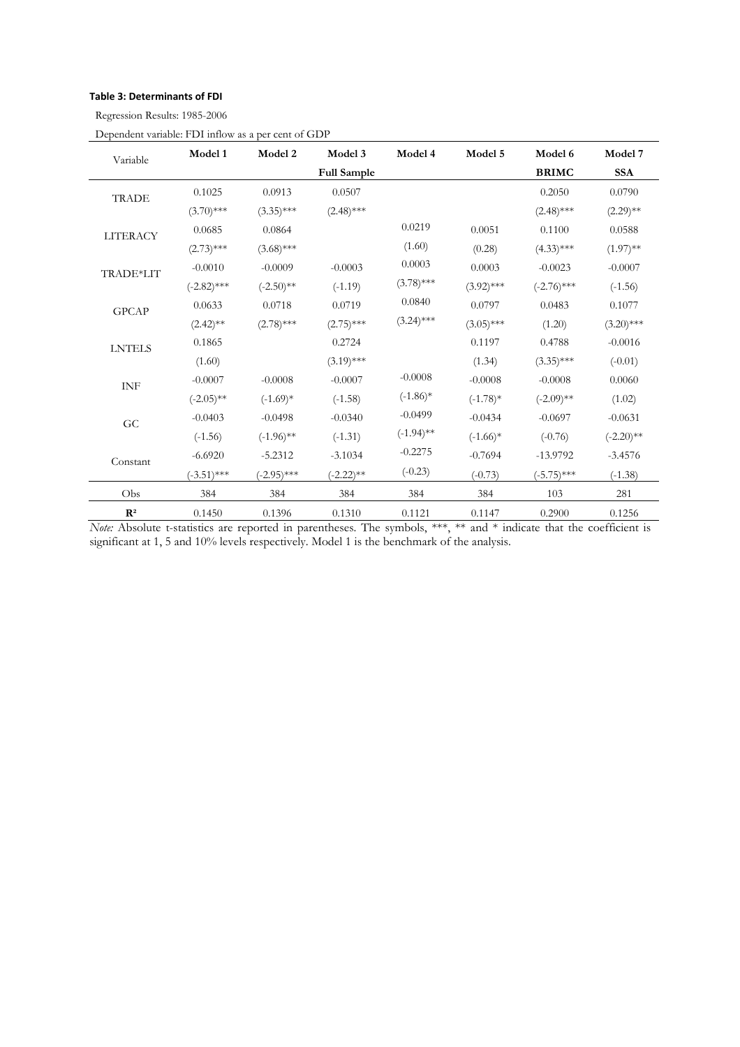**Table 3: Determinants of FDI**

Regression Results: 1985-2006

Dependent variable: FDI inflow as a per cent of GDP

| Variable | Model 1 | Model 2 | Model 3 | Model 4 | Model 5 | Model 6 | Model 7 |
|---|---|---|---|---|---|---|---|
| | | | **Full Sample** | | | **BRIMC** | **SSA** |
| TRADE | 0.1025 | 0.0913 | 0.0507 | | | 0.2050 | 0.0790 |
| | (3.70)*** | (3.35)*** | (2.48)*** | | | (2.48)*** | (2.29)** |
| LITERACY | 0.0685 | 0.0864 | | 0.0219 | 0.0051 | 0.1100 | 0.0588 |
| | (2.73)*** | (3.68)*** | | (1.60) | (0.28) | (4.33)*** | (1.97)** |
| TRADE*LIT | -0.0010 | -0.0009 | -0.0003 | 0.0003 | 0.0003 | -0.0023 | -0.0007 |
| | (-2.82)*** | (-2.50)** | (-1.19) | (3.78)*** | (3.92)*** | (-2.76)*** | (-1.56) |
| GPCAP | 0.0633 | 0.0718 | 0.0719 | 0.0840 | 0.0797 | 0.0483 | 0.1077 |
| | (2.42)** | (2.78)*** | (2.75)*** | (3.24)*** | (3.05)*** | (1.20) | (3.20)*** |
| LNTELS | 0.1865 | | 0.2724 | | 0.1197 | 0.4788 | -0.0016 |
| | (1.60) | | (3.19)*** | | (1.34) | (3.35)*** | (-0.01) |
| INF | -0.0007 | -0.0008 | -0.0007 | -0.0008 | -0.0008 | -0.0008 | 0.0060 |
| | (-2.05)** | (-1.69)* | (-1.58) | (-1.86)* | (-1.78)* | (-2.09)** | (1.02) |
| GC | -0.0403 | -0.0498 | -0.0340 | -0.0499 | -0.0434 | -0.0697 | -0.0631 |
| | (-1.56) | (-1.96)** | (-1.31) | (-1.94)** | (-1.66)* | (-0.76) | (-2.20)** |
| Constant | -6.6920 | -5.2312 | -3.1034 | -0.2275 | -0.7694 | -13.9792 | -3.4576 |
| | (-3.51)*** | (-2.95)*** | (-2.22)** | (-0.23) | (-0.73) | (-5.75)*** | (-1.38) |
| Obs | 384 | 384 | 384 | 384 | 384 | 103 | 281 |
| $R^2$ | 0.1450 | 0.1396 | 0.1310 | 0.1121 | 0.1147 | 0.2900 | 0.1256 |

*Note:* Absolute t-statistics are reported in parentheses. The symbols, ***, ** and * indicate that the coefficient is significant at 1, 5 and 10% levels respectively. Model 1 is the benchmark of the analysis.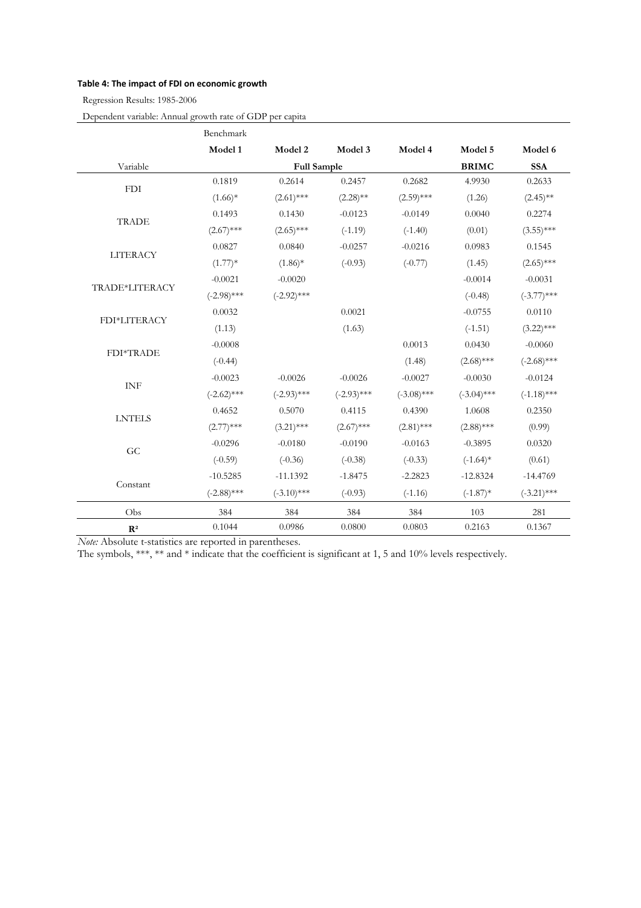**Table 4: The impact of FDI on economic growth**

Regression Results: 1985-2006

Dependent variable: Annual growth rate of GDP per capita

| | Benchmark | | | | | |
|---|---|---|---|---|---|---|
| | **Model 1** | **Model 2** | **Model 3** | **Model 4** | **Model 5** | **Model 6** |
| Variable | | **Full Sample** | | | **BRIMC** | **SSA** |
| FDI | 0.1819 | 0.2614 | 0.2457 | 0.2682 | 4.9930 | 0.2633 |
| | (1.66)* | (2.61)*** | (2.28)** | (2.59)*** | (1.26) | (2.45)** |
| TRADE | 0.1493 | 0.1430 | -0.0123 | -0.0149 | 0.0040 | 0.2274 |
| | (2.67)*** | (2.65)*** | (-1.19) | (-1.40) | (0.01) | (3.55)*** |
| LITERACY | 0.0827 | 0.0840 | -0.0257 | -0.0216 | 0.0983 | 0.1545 |
| | (1.77)* | (1.86)* | (-0.93) | (-0.77) | (1.45) | (2.65)*** |
| TRADE*LITERACY | -0.0021 | -0.0020 | | | -0.0014 | -0.0031 |
| | (-2.98)*** | (-2.92)*** | | | (-0.48) | (-3.77)*** |
| FDI*LITERACY | 0.0032 | | 0.0021 | | -0.0755 | 0.0110 |
| | (1.13) | | (1.63) | | (-1.51) | (3.22)*** |
| FDI*TRADE | -0.0008 | | | 0.0013 | 0.0430 | -0.0060 |
| | (-0.44) | | | (1.48) | (2.68)*** | (-2.68)*** |
| INF | -0.0023 | -0.0026 | -0.0026 | -0.0027 | -0.0030 | -0.0124 |
| | (-2.62)*** | (-2.93)*** | (-2.93)*** | (-3.08)*** | (-3.04)*** | (-1.18)*** |
| LNTELS | 0.4652 | 0.5070 | 0.4115 | 0.4390 | 1.0608 | 0.2350 |
| | (2.77)*** | (3.21)*** | (2.67)*** | (2.81)*** | (2.88)*** | (0.99) |
| GC | -0.0296 | -0.0180 | -0.0190 | -0.0163 | -0.3895 | 0.0320 |
| | (-0.59) | (-0.36) | (-0.38) | (-0.33) | (-1.64)* | (0.61) |
| Constant | -10.5285 | -11.1392 | -1.8475 | -2.2823 | -12.8324 | -14.4769 |
| | (-2.88)*** | (-3.10)*** | (-0.93) | (-1.16) | (-1.87)* | (-3.21)*** |
| Obs | 384 | 384 | 384 | 384 | 103 | 281 |
| $R^2$ | 0.1044 | 0.0986 | 0.0800 | 0.0803 | 0.2163 | 0.1367 |

*Note:* Absolute t-statistics are reported in parentheses.
The symbols, ***, ** and * indicate that the coefficient is significant at 1, 5 and 10% levels respectively.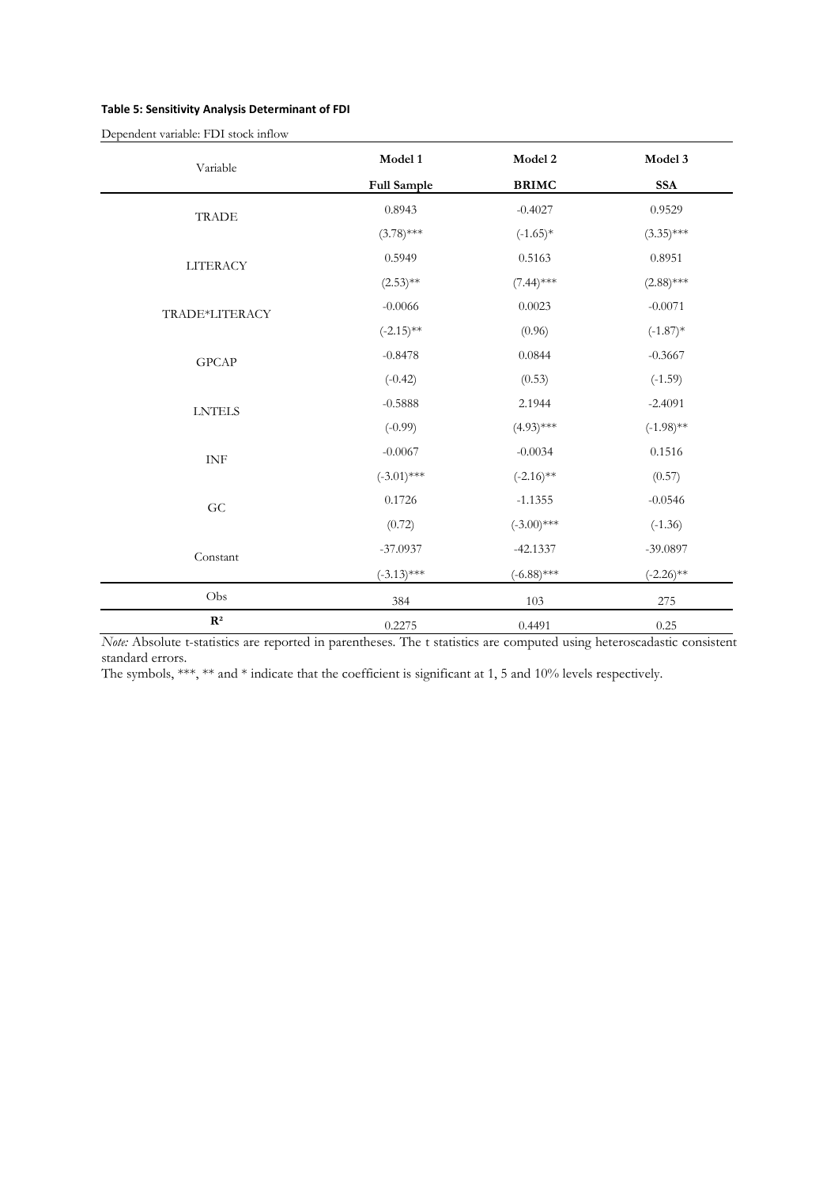**Table 5: Sensitivity Analysis Determinant of FDI**

Dependent variable: FDI stock inflow

| Variable | Model 1 | Model 2 | Model 3 |
|---|---|---|---|
| | **Full Sample** | **BRIMC** | **SSA** |
| TRADE | 0.8943 | -0.4027 | 0.9529 |
| | (3.78)*** | (-1.65)* | (3.35)*** |
| LITERACY | 0.5949 | 0.5163 | 0.8951 |
| | (2.53)** | (7.44)*** | (2.88)*** |
| TRADE*LITERACY | -0.0066 | 0.0023 | -0.0071 |
| | (-2.15)** | (0.96) | (-1.87)* |
| GPCAP | -0.8478 | 0.0844 | -0.3667 |
| | (-0.42) | (0.53) | (-1.59) |
| LNTELS | -0.5888 | 2.1944 | -2.4091 |
| | (-0.99) | (4.93)*** | (-1.98)** |
| INF | -0.0067 | -0.0034 | 0.1516 |
| | (-3.01)*** | (-2.16)** | (0.57) |
| GC | 0.1726 | -1.1355 | -0.0546 |
| | (0.72) | (-3.00)*** | (-1.36) |
| Constant | -37.0937 | -42.1337 | -39.0897 |
| | (-3.13)*** | (-6.88)*** | (-2.26)** |
| Obs | 384 | 103 | 275 |
| $R^2$ | 0.2275 | 0.4491 | 0.25 |

*Note:* Absolute t-statistics are reported in parentheses. The t statistics are computed using heteroscadastic consistent standard errors.

The symbols, ***, ** and * indicate that the coefficient is significant at 1, 5 and 10% levels respectively.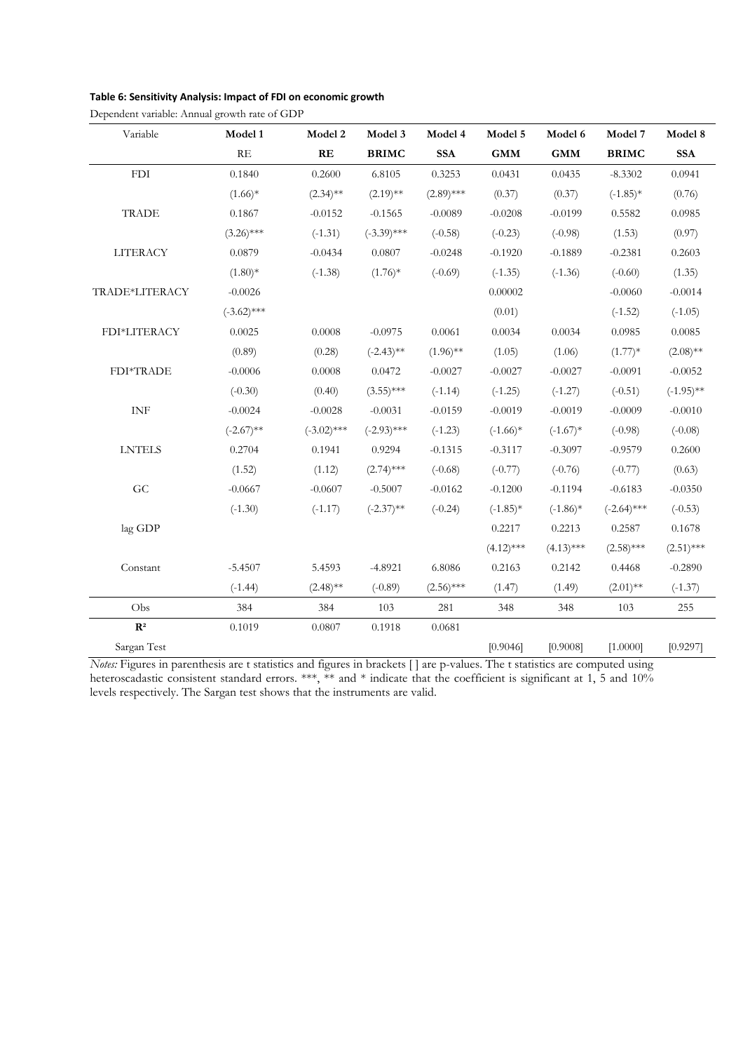**Table 6: Sensitivity Analysis: Impact of FDI on economic growth**

Dependent variable: Annual growth rate of GDP

| Variable | Model 1 | Model 2 | Model 3 | Model 4 | Model 5 | Model 6 | Model 7 | Model 8 |
|---|---|---|---|---|---|---|---|---|
| | RE | **RE** | **BRIMC** | **SSA** | **GMM** | **GMM** | **BRIMC** | **SSA** |
| FDI | 0.1840 | 0.2600 | 6.8105 | 0.3253 | 0.0431 | 0.0435 | -8.3302 | 0.0941 |
| | (1.66)* | (2.34)** | (2.19)** | (2.89)*** | (0.37) | (0.37) | (-1.85)* | (0.76) |
| TRADE | 0.1867 | -0.0152 | -0.1565 | -0.0089 | -0.0208 | -0.0199 | 0.5582 | 0.0985 |
| | (3.26)*** | (-1.31) | (-3.39)*** | (-0.58) | (-0.23) | (-0.98) | (1.53) | (0.97) |
| LITERACY | 0.0879 | -0.0434 | 0.0807 | -0.0248 | -0.1920 | -0.1889 | -0.2381 | 0.2603 |
| | (1.80)* | (-1.38) | (1.76)* | (-0.69) | (-1.35) | (-1.36) | (-0.60) | (1.35) |
| TRADE*LITERACY | -0.0026 | | | | 0.00002 | | -0.0060 | -0.0014 |
| | (-3.62)*** | | | | (0.01) | | (-1.52) | (-1.05) |
| FDI*LITERACY | 0.0025 | 0.0008 | -0.0975 | 0.0061 | 0.0034 | 0.0034 | 0.0985 | 0.0085 |
| | (0.89) | (0.28) | (-2.43)** | (1.96)** | (1.05) | (1.06) | (1.77)* | (2.08)** |
| FDI*TRADE | -0.0006 | 0.0008 | 0.0472 | -0.0027 | -0.0027 | -0.0027 | -0.0091 | -0.0052 |
| | (-0.30) | (0.40) | (3.55)*** | (-1.14) | (-1.25) | (-1.27) | (-0.51) | (-1.95)** |
| INF | -0.0024 | -0.0028 | -0.0031 | -0.0159 | -0.0019 | -0.0019 | -0.0009 | -0.0010 |
| | (-2.67)** | (-3.02)*** | (-2.93)*** | (-1.23) | (-1.66)* | (-1.67)* | (-0.98) | (-0.08) |
| LNTELS | 0.2704 | 0.1941 | 0.9294 | -0.1315 | -0.3117 | -0.3097 | -0.9579 | 0.2600 |
| | (1.52) | (1.12) | (2.74)*** | (-0.68) | (-0.77) | (-0.76) | (-0.77) | (0.63) |
| GC | -0.0667 | -0.0607 | -0.5007 | -0.0162 | -0.1200 | -0.1194 | -0.6183 | -0.0350 |
| | (-1.30) | (-1.17) | (-2.37)** | (-0.24) | (-1.85)* | (-1.86)* | (-2.64)*** | (-0.53) |
| lag GDP | | | | | 0.2217 | 0.2213 | 0.2587 | 0.1678 |
| | | | | | (4.12)*** | (4.13)*** | (2.58)*** | (2.51)*** |
| Constant | -5.4507 | 5.4593 | -4.8921 | 6.8086 | 0.2163 | 0.2142 | 0.4468 | -0.2890 |
| | (-1.44) | (2.48)** | (-0.89) | (2.56)*** | (1.47) | (1.49) | (2.01)** | (-1.37) |
| Obs | 384 | 384 | 103 | 281 | 348 | 348 | 103 | 255 |
| $R^2$ | 0.1019 | 0.0807 | 0.1918 | 0.0681 | | | | |
| Sargan Test | | | | | [0.9046] | [0.9008] | [1.0000] | [0.9297] |

*Notes:* Figures in parenthesis are t statistics and figures in brackets [ ] are p-values. The t statistics are computed using heteroscadastic consistent standard errors. ***, ** and * indicate that the coefficient is significant at 1, 5 and 10% levels respectively. The Sargan test shows that the instruments are valid.